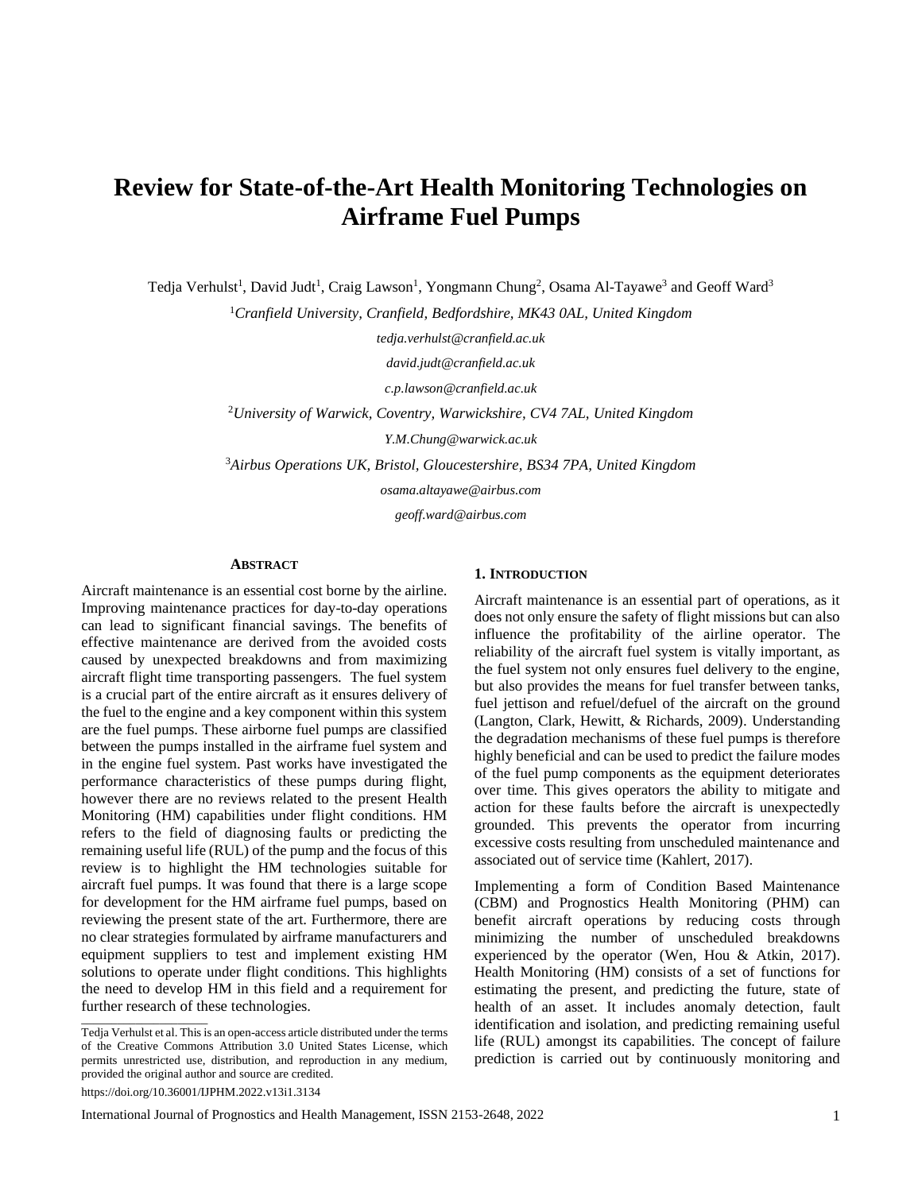# Review for State-of-the-Art Health Monitoring Technologies on Airframe Fuel Pumps

Tedja Verhulst[1], David Judt[1], Craig Lawson[1], Yongmann Chung[2], Osama Al-Tayawe[3] and Geoff Ward[3]

[1]*Cranfield University, Cranfield, Bedfordshire, MK43 0AL, United Kingdom*

*tedja.verhulst@cranfield.ac.uk*

*david.judt@cranfield.ac.uk*

*c.p.lawson@cranfield.ac.uk*

[2]*University of Warwick, Coventry, Warwickshire, CV4 7AL, United Kingdom*

*Y.M.Chung@warwick.ac.uk*

[3]*Airbus Operations UK, Bristol, Gloucestershire, BS34 7PA, United Kingdom*

*osama.altayawe@airbus.com*

*geoff.ward@airbus.com*

## Abstract

Aircraft maintenance is an essential cost borne by the airline. Improving maintenance practices for day-to-day operations can lead to significant financial savings. The benefits of effective maintenance are derived from the avoided costs caused by unexpected breakdowns and from maximizing aircraft flight time transporting passengers. The fuel system is a crucial part of the entire aircraft as it ensures delivery of the fuel to the engine and a key component within this system are the fuel pumps. These airborne fuel pumps are classified between the pumps installed in the airframe fuel system and in the engine fuel system. Past works have investigated the performance characteristics of these pumps during flight, however there are no reviews related to the present Health Monitoring (HM) capabilities under flight conditions. HM refers to the field of diagnosing faults or predicting the remaining useful life (RUL) of the pump and the focus of this review is to highlight the HM technologies suitable for aircraft fuel pumps. It was found that there is a large scope for development for the HM airframe fuel pumps, based on reviewing the present state of the art. Furthermore, there are no clear strategies formulated by airframe manufacturers and equipment suppliers to test and implement existing HM solutions to operate under flight conditions. This highlights the need to develop HM in this field and a requirement for further research of these technologies.

Tedja Verhulst et al. This is an open-access article distributed under the terms of the Creative Commons Attribution 3.0 United States License, which permits unrestricted use, distribution, and reproduction in any medium, provided the original author and source are credited.

https://doi.org/10.36001/IJPHM.2022.v13i1.3134

## 1. Introduction

Aircraft maintenance is an essential part of operations, as it does not only ensure the safety of flight missions but can also influence the profitability of the airline operator. The reliability of the aircraft fuel system is vitally important, as the fuel system not only ensures fuel delivery to the engine, but also provides the means for fuel transfer between tanks, fuel jettison and refuel/defuel of the aircraft on the ground (Langton, Clark, Hewitt, & Richards, 2009). Understanding the degradation mechanisms of these fuel pumps is therefore highly beneficial and can be used to predict the failure modes of the fuel pump components as the equipment deteriorates over time. This gives operators the ability to mitigate and action for these faults before the aircraft is unexpectedly grounded. This prevents the operator from incurring excessive costs resulting from unscheduled maintenance and associated out of service time (Kahlert, 2017).

Implementing a form of Condition Based Maintenance (CBM) and Prognostics Health Monitoring (PHM) can benefit aircraft operations by reducing costs through minimizing the number of unscheduled breakdowns experienced by the operator (Wen, Hou & Atkin, 2017). Health Monitoring (HM) consists of a set of functions for estimating the present, and predicting the future, state of health of an asset. It includes anomaly detection, fault identification and isolation, and predicting remaining useful life (RUL) amongst its capabilities. The concept of failure prediction is carried out by continuously monitoring and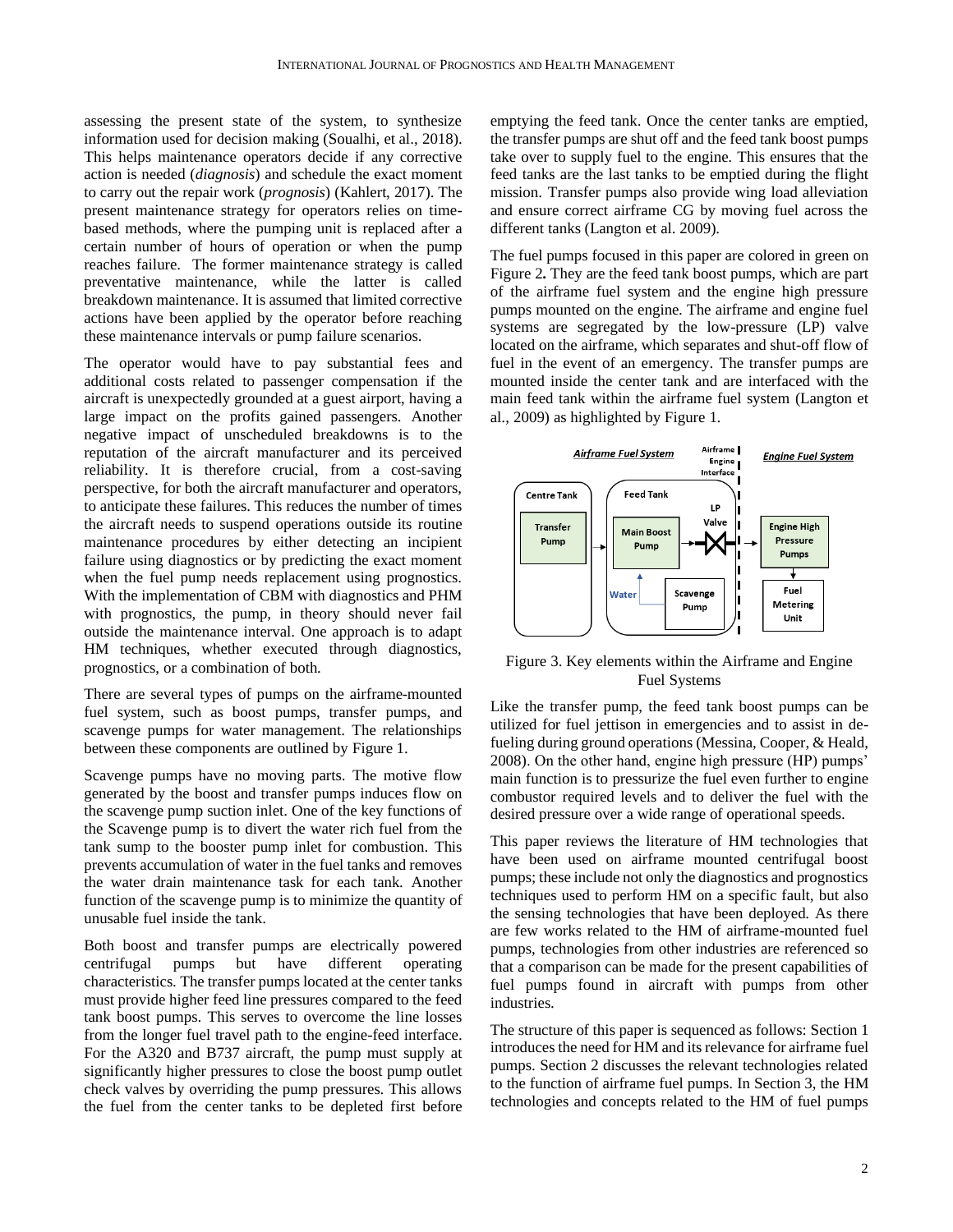assessing the present state of the system, to synthesize information used for decision making (Soualhi, et al., 2018). This helps maintenance operators decide if any corrective action is needed (*diagnosis*) and schedule the exact moment to carry out the repair work (*prognosis*) (Kahlert, 2017). The present maintenance strategy for operators relies on time-based methods, where the pumping unit is replaced after a certain number of hours of operation or when the pump reaches failure. The former maintenance strategy is called preventative maintenance, while the latter is called breakdown maintenance. It is assumed that limited corrective actions have been applied by the operator before reaching these maintenance intervals or pump failure scenarios.

The operator would have to pay substantial fees and additional costs related to passenger compensation if the aircraft is unexpectedly grounded at a guest airport, having a large impact on the profits gained passengers. Another negative impact of unscheduled breakdowns is to the reputation of the aircraft manufacturer and its perceived reliability. It is therefore crucial, from a cost-saving perspective, for both the aircraft manufacturer and operators, to anticipate these failures. This reduces the number of times the aircraft needs to suspend operations outside its routine maintenance procedures by either detecting an incipient failure using diagnostics or by predicting the exact moment when the fuel pump needs replacement using prognostics. With the implementation of CBM with diagnostics and PHM with prognostics, the pump, in theory should never fail outside the maintenance interval. One approach is to adapt HM techniques, whether executed through diagnostics, prognostics, or a combination of both.

There are several types of pumps on the airframe-mounted fuel system, such as boost pumps, transfer pumps, and scavenge pumps for water management. The relationships between these components are outlined by Figure 1.

Scavenge pumps have no moving parts. The motive flow generated by the boost and transfer pumps induces flow on the scavenge pump suction inlet. One of the key functions of the Scavenge pump is to divert the water rich fuel from the tank sump to the booster pump inlet for combustion. This prevents accumulation of water in the fuel tanks and removes the water drain maintenance task for each tank. Another function of the scavenge pump is to minimize the quantity of unusable fuel inside the tank.

Both boost and transfer pumps are electrically powered centrifugal pumps but have different operating characteristics. The transfer pumps located at the center tanks must provide higher feed line pressures compared to the feed tank boost pumps. This serves to overcome the line losses from the longer fuel travel path to the engine-feed interface. For the A320 and B737 aircraft, the pump must supply at significantly higher pressures to close the boost pump outlet check valves by overriding the pump pressures. This allows the fuel from the center tanks to be depleted first before emptying the feed tank. Once the center tanks are emptied, the transfer pumps are shut off and the feed tank boost pumps take over to supply fuel to the engine. This ensures that the feed tanks are the last tanks to be emptied during the flight mission. Transfer pumps also provide wing load alleviation and ensure correct airframe CG by moving fuel across the different tanks (Langton et al. 2009).

The fuel pumps focused in this paper are colored in green on Figure 2**.** They are the feed tank boost pumps, which are part of the airframe fuel system and the engine high pressure pumps mounted on the engine. The airframe and engine fuel systems are segregated by the low-pressure (LP) valve located on the airframe, which separates and shut-off flow of fuel in the event of an emergency. The transfer pumps are mounted inside the center tank and are interfaced with the main feed tank within the airframe fuel system (Langton et al., 2009) as highlighted by Figure 1.

Figure 3. Key elements within the Airframe and Engine Fuel Systems

Like the transfer pump, the feed tank boost pumps can be utilized for fuel jettison in emergencies and to assist in de-fueling during ground operations (Messina, Cooper, & Heald, 2008). On the other hand, engine high pressure (HP) pumps' main function is to pressurize the fuel even further to engine combustor required levels and to deliver the fuel with the desired pressure over a wide range of operational speeds.

This paper reviews the literature of HM technologies that have been used on airframe mounted centrifugal boost pumps; these include not only the diagnostics and prognostics techniques used to perform HM on a specific fault, but also the sensing technologies that have been deployed. As there are few works related to the HM of airframe-mounted fuel pumps, technologies from other industries are referenced so that a comparison can be made for the present capabilities of fuel pumps found in aircraft with pumps from other industries.

The structure of this paper is sequenced as follows: Section 1 introduces the need for HM and its relevance for airframe fuel pumps. Section 2 discusses the relevant technologies related to the function of airframe fuel pumps. In Section 3, the HM technologies and concepts related to the HM of fuel pumps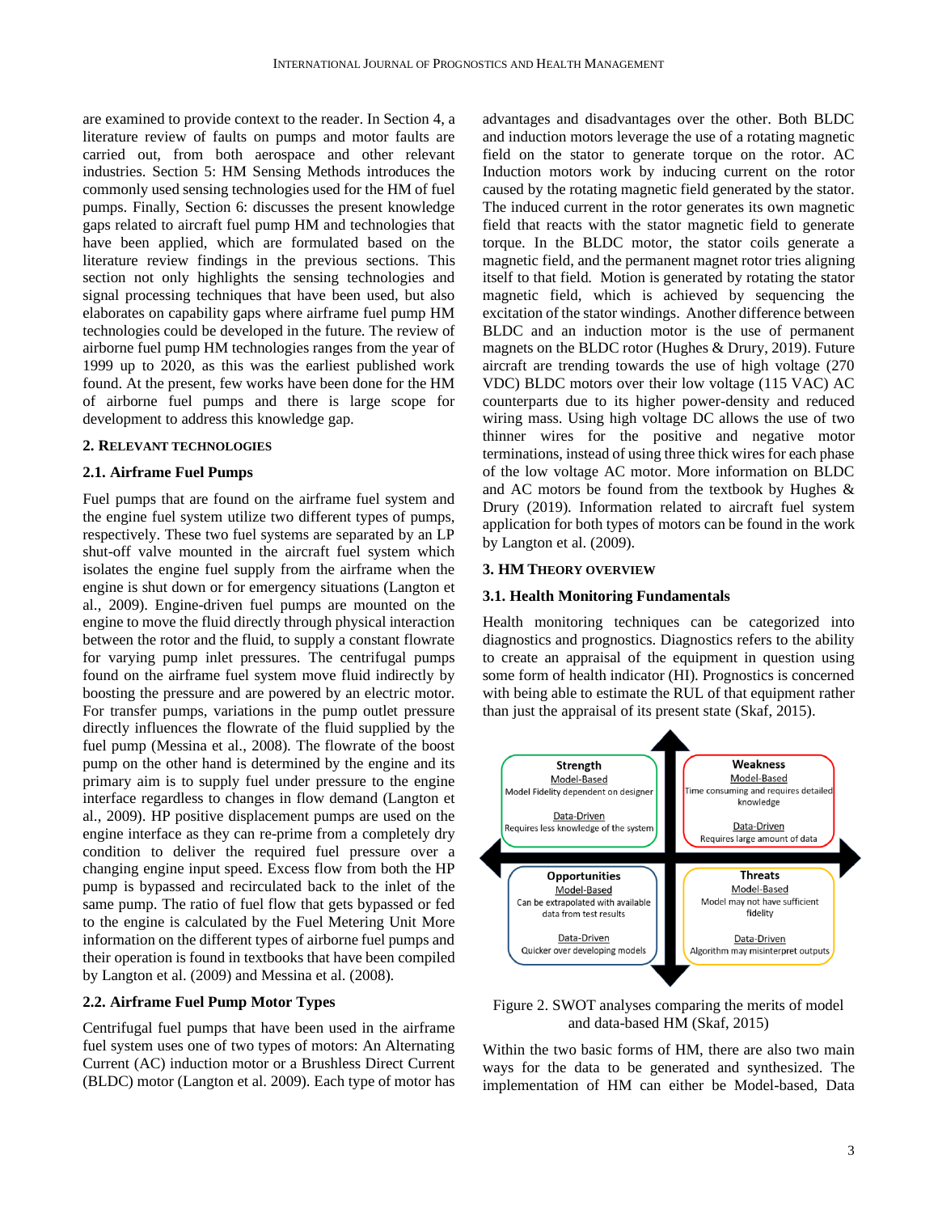are examined to provide context to the reader. In Section 4, a literature review of faults on pumps and motor faults are carried out, from both aerospace and other relevant industries. Section 5: HM Sensing Methods introduces the commonly used sensing technologies used for the HM of fuel pumps. Finally, Section 6: discusses the present knowledge gaps related to aircraft fuel pump HM and technologies that have been applied, which are formulated based on the literature review findings in the previous sections. This section not only highlights the sensing technologies and signal processing techniques that have been used, but also elaborates on capability gaps where airframe fuel pump HM technologies could be developed in the future. The review of airborne fuel pump HM technologies ranges from the year of 1999 up to 2020, as this was the earliest published work found. At the present, few works have been done for the HM of airborne fuel pumps and there is large scope for development to address this knowledge gap.

## 2. Relevant Technologies

### 2.1. Airframe Fuel Pumps

Fuel pumps that are found on the airframe fuel system and the engine fuel system utilize two different types of pumps, respectively. These two fuel systems are separated by an LP shut-off valve mounted in the aircraft fuel system which isolates the engine fuel supply from the airframe when the engine is shut down or for emergency situations (Langton et al., 2009). Engine-driven fuel pumps are mounted on the engine to move the fluid directly through physical interaction between the rotor and the fluid, to supply a constant flowrate for varying pump inlet pressures. The centrifugal pumps found on the airframe fuel system move fluid indirectly by boosting the pressure and are powered by an electric motor. For transfer pumps, variations in the pump outlet pressure directly influences the flowrate of the fluid supplied by the fuel pump (Messina et al., 2008). The flowrate of the boost pump on the other hand is determined by the engine and its primary aim is to supply fuel under pressure to the engine interface regardless to changes in flow demand (Langton et al., 2009). HP positive displacement pumps are used on the engine interface as they can re-prime from a completely dry condition to deliver the required fuel pressure over a changing engine input speed. Excess flow from both the HP pump is bypassed and recirculated back to the inlet of the same pump. The ratio of fuel flow that gets bypassed or fed to the engine is calculated by the Fuel Metering Unit More information on the different types of airborne fuel pumps and their operation is found in textbooks that have been compiled by Langton et al. (2009) and Messina et al. (2008).

### 2.2. Airframe Fuel Pump Motor Types

Centrifugal fuel pumps that have been used in the airframe fuel system uses one of two types of motors: An Alternating Current (AC) induction motor or a Brushless Direct Current (BLDC) motor (Langton et al. 2009). Each type of motor has advantages and disadvantages over the other. Both BLDC and induction motors leverage the use of a rotating magnetic field on the stator to generate torque on the rotor. AC Induction motors work by inducing current on the rotor caused by the rotating magnetic field generated by the stator. The induced current in the rotor generates its own magnetic field that reacts with the stator magnetic field to generate torque. In the BLDC motor, the stator coils generate a magnetic field, and the permanent magnet rotor tries aligning itself to that field. Motion is generated by rotating the stator magnetic field, which is achieved by sequencing the excitation of the stator windings. Another difference between BLDC and an induction motor is the use of permanent magnets on the BLDC rotor (Hughes & Drury, 2019). Future aircraft are trending towards the use of high voltage (270 VDC) BLDC motors over their low voltage (115 VAC) AC counterparts due to its higher power-density and reduced wiring mass. Using high voltage DC allows the use of two thinner wires for the positive and negative motor terminations, instead of using three thick wires for each phase of the low voltage AC motor. More information on BLDC and AC motors be found from the textbook by Hughes & Drury (2019). Information related to aircraft fuel system application for both types of motors can be found in the work by Langton et al. (2009).

## 3. HM Theory Overview

### 3.1. Health Monitoring Fundamentals

Health monitoring techniques can be categorized into diagnostics and prognostics. Diagnostics refers to the ability to create an appraisal of the equipment in question using some form of health indicator (HI). Prognostics is concerned with being able to estimate the RUL of that equipment rather than just the appraisal of its present state (Skaf, 2015).

| Strength | Weakness |
|---|---|
| Model-Based: Model Fidelity dependent on designer | Model-Based: Time consuming and requires detailed knowledge |
| Data-Driven: Requires less knowledge of the system | Data-Driven: Requires large amount of data |
| **Opportunities** | **Threats** |
| Model-Based: Can be extrapolated with available data from test results | Model-Based: Model may not have sufficient fidelity |
| Data-Driven: Quicker over developing models | Data-Driven: Algorithm may misinterpret outputs |

Figure 2. SWOT analyses comparing the merits of model and data-based HM (Skaf, 2015)

Within the two basic forms of HM, there are also two main ways for the data to be generated and synthesized. The implementation of HM can either be Model-based, Data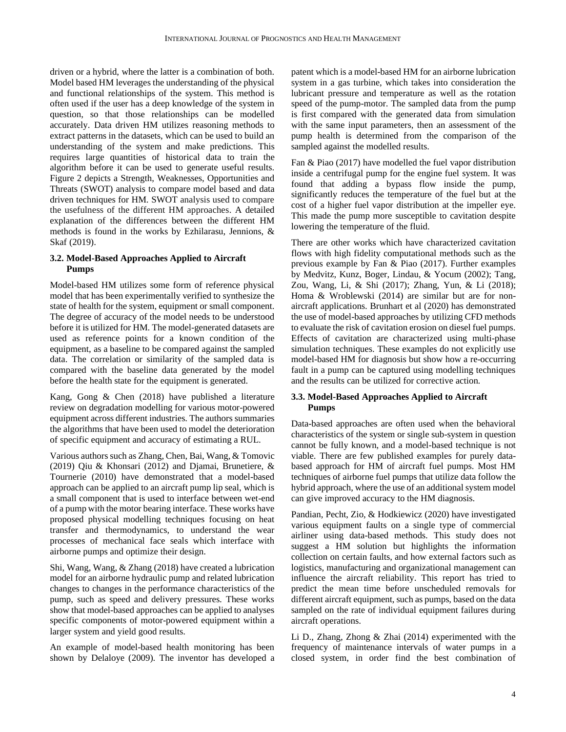driven or a hybrid, where the latter is a combination of both. Model based HM leverages the understanding of the physical and functional relationships of the system. This method is often used if the user has a deep knowledge of the system in question, so that those relationships can be modelled accurately. Data driven HM utilizes reasoning methods to extract patterns in the datasets, which can be used to build an understanding of the system and make predictions. This requires large quantities of historical data to train the algorithm before it can be used to generate useful results. Figure 2 depicts a Strength, Weaknesses, Opportunities and Threats (SWOT) analysis to compare model based and data driven techniques for HM. SWOT analysis used to compare the usefulness of the different HM approaches. A detailed explanation of the differences between the different HM methods is found in the works by Ezhilarasu, Jennions, & Skaf (2019).

### 3.2. Model-Based Approaches Applied to Aircraft Pumps

Model-based HM utilizes some form of reference physical model that has been experimentally verified to synthesize the state of health for the system, equipment or small component. The degree of accuracy of the model needs to be understood before it is utilized for HM. The model-generated datasets are used as reference points for a known condition of the equipment, as a baseline to be compared against the sampled data. The correlation or similarity of the sampled data is compared with the baseline data generated by the model before the health state for the equipment is generated.

Kang, Gong & Chen (2018) have published a literature review on degradation modelling for various motor-powered equipment across different industries. The authors summaries the algorithms that have been used to model the deterioration of specific equipment and accuracy of estimating a RUL.

Various authors such as Zhang, Chen, Bai, Wang, & Tomovic (2019) Qiu & Khonsari (2012) and Djamai, Brunetiere, & Tournerie (2010) have demonstrated that a model-based approach can be applied to an aircraft pump lip seal, which is a small component that is used to interface between wet-end of a pump with the motor bearing interface. These works have proposed physical modelling techniques focusing on heat transfer and thermodynamics, to understand the wear processes of mechanical face seals which interface with airborne pumps and optimize their design.

Shi, Wang, Wang, & Zhang (2018) have created a lubrication model for an airborne hydraulic pump and related lubrication changes to changes in the performance characteristics of the pump, such as speed and delivery pressures. These works show that model-based approaches can be applied to analyses specific components of motor-powered equipment within a larger system and yield good results.

An example of model-based health monitoring has been shown by Delaloye (2009). The inventor has developed a patent which is a model-based HM for an airborne lubrication system in a gas turbine, which takes into consideration the lubricant pressure and temperature as well as the rotation speed of the pump-motor. The sampled data from the pump is first compared with the generated data from simulation with the same input parameters, then an assessment of the pump health is determined from the comparison of the sampled against the modelled results.

Fan & Piao (2017) have modelled the fuel vapor distribution inside a centrifugal pump for the engine fuel system. It was found that adding a bypass flow inside the pump, significantly reduces the temperature of the fuel but at the cost of a higher fuel vapor distribution at the impeller eye. This made the pump more susceptible to cavitation despite lowering the temperature of the fluid.

There are other works which have characterized cavitation flows with high fidelity computational methods such as the previous example by Fan & Piao (2017). Further examples by Medvitz, Kunz, Boger, Lindau, & Yocum (2002); Tang, Zou, Wang, Li, & Shi (2017); Zhang, Yun, & Li (2018); Homa & Wroblewski (2014) are similar but are for non-aircraft applications. Brunhart et al (2020) has demonstrated the use of model-based approaches by utilizing CFD methods to evaluate the risk of cavitation erosion on diesel fuel pumps. Effects of cavitation are characterized using multi-phase simulation techniques. These examples do not explicitly use model-based HM for diagnosis but show how a re-occurring fault in a pump can be captured using modelling techniques and the results can be utilized for corrective action.

### 3.3. Model-Based Approaches Applied to Aircraft Pumps

Data-based approaches are often used when the behavioral characteristics of the system or single sub-system in question cannot be fully known, and a model-based technique is not viable. There are few published examples for purely data-based approach for HM of aircraft fuel pumps. Most HM techniques of airborne fuel pumps that utilize data follow the hybrid approach, where the use of an additional system model can give improved accuracy to the HM diagnosis.

Pandian, Pecht, Zio, & Hodkiewicz (2020) have investigated various equipment faults on a single type of commercial airliner using data-based methods. This study does not suggest a HM solution but highlights the information collection on certain faults, and how external factors such as logistics, manufacturing and organizational management can influence the aircraft reliability. This report has tried to predict the mean time before unscheduled removals for different aircraft equipment, such as pumps, based on the data sampled on the rate of individual equipment failures during aircraft operations.

Li D., Zhang, Zhong & Zhai (2014) experimented with the frequency of maintenance intervals of water pumps in a closed system, in order find the best combination of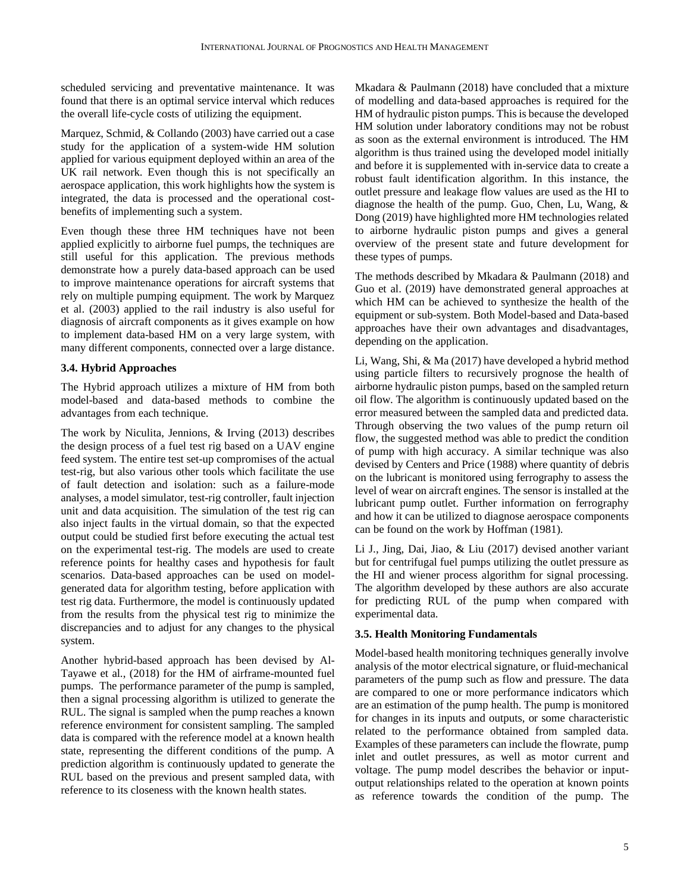scheduled servicing and preventative maintenance. It was found that there is an optimal service interval which reduces the overall life-cycle costs of utilizing the equipment.

Marquez, Schmid, & Collando (2003) have carried out a case study for the application of a system-wide HM solution applied for various equipment deployed within an area of the UK rail network. Even though this is not specifically an aerospace application, this work highlights how the system is integrated, the data is processed and the operational cost-benefits of implementing such a system.

Even though these three HM techniques have not been applied explicitly to airborne fuel pumps, the techniques are still useful for this application. The previous methods demonstrate how a purely data-based approach can be used to improve maintenance operations for aircraft systems that rely on multiple pumping equipment. The work by Marquez et al. (2003) applied to the rail industry is also useful for diagnosis of aircraft components as it gives example on how to implement data-based HM on a very large system, with many different components, connected over a large distance.

### 3.4. Hybrid Approaches

The Hybrid approach utilizes a mixture of HM from both model-based and data-based methods to combine the advantages from each technique.

The work by Niculita, Jennions, & Irving (2013) describes the design process of a fuel test rig based on a UAV engine feed system. The entire test set-up compromises of the actual test-rig, but also various other tools which facilitate the use of fault detection and isolation: such as a failure-mode analyses, a model simulator, test-rig controller, fault injection unit and data acquisition. The simulation of the test rig can also inject faults in the virtual domain, so that the expected output could be studied first before executing the actual test on the experimental test-rig. The models are used to create reference points for healthy cases and hypothesis for fault scenarios. Data-based approaches can be used on model-generated data for algorithm testing, before application with test rig data. Furthermore, the model is continuously updated from the results from the physical test rig to minimize the discrepancies and to adjust for any changes to the physical system.

Another hybrid-based approach has been devised by Al-Tayawe et al., (2018) for the HM of airframe-mounted fuel pumps. The performance parameter of the pump is sampled, then a signal processing algorithm is utilized to generate the RUL. The signal is sampled when the pump reaches a known reference environment for consistent sampling. The sampled data is compared with the reference model at a known health state, representing the different conditions of the pump. A prediction algorithm is continuously updated to generate the RUL based on the previous and present sampled data, with reference to its closeness with the known health states.

Mkadara & Paulmann (2018) have concluded that a mixture of modelling and data-based approaches is required for the HM of hydraulic piston pumps. This is because the developed HM solution under laboratory conditions may not be robust as soon as the external environment is introduced. The HM algorithm is thus trained using the developed model initially and before it is supplemented with in-service data to create a robust fault identification algorithm. In this instance, the outlet pressure and leakage flow values are used as the HI to diagnose the health of the pump. Guo, Chen, Lu, Wang, & Dong (2019) have highlighted more HM technologies related to airborne hydraulic piston pumps and gives a general overview of the present state and future development for these types of pumps.

The methods described by Mkadara & Paulmann (2018) and Guo et al. (2019) have demonstrated general approaches at which HM can be achieved to synthesize the health of the equipment or sub-system. Both Model-based and Data-based approaches have their own advantages and disadvantages, depending on the application.

Li, Wang, Shi, & Ma (2017) have developed a hybrid method using particle filters to recursively prognose the health of airborne hydraulic piston pumps, based on the sampled return oil flow. The algorithm is continuously updated based on the error measured between the sampled data and predicted data. Through observing the two values of the pump return oil flow, the suggested method was able to predict the condition of pump with high accuracy. A similar technique was also devised by Centers and Price (1988) where quantity of debris on the lubricant is monitored using ferrography to assess the level of wear on aircraft engines. The sensor is installed at the lubricant pump outlet. Further information on ferrography and how it can be utilized to diagnose aerospace components can be found on the work by Hoffman (1981).

Li J., Jing, Dai, Jiao, & Liu (2017) devised another variant but for centrifugal fuel pumps utilizing the outlet pressure as the HI and wiener process algorithm for signal processing. The algorithm developed by these authors are also accurate for predicting RUL of the pump when compared with experimental data.

### 3.5. Health Monitoring Fundamentals

Model-based health monitoring techniques generally involve analysis of the motor electrical signature, or fluid-mechanical parameters of the pump such as flow and pressure. The data are compared to one or more performance indicators which are an estimation of the pump health. The pump is monitored for changes in its inputs and outputs, or some characteristic related to the performance obtained from sampled data. Examples of these parameters can include the flowrate, pump inlet and outlet pressures, as well as motor current and voltage. The pump model describes the behavior or input-output relationships related to the operation at known points as reference towards the condition of the pump. The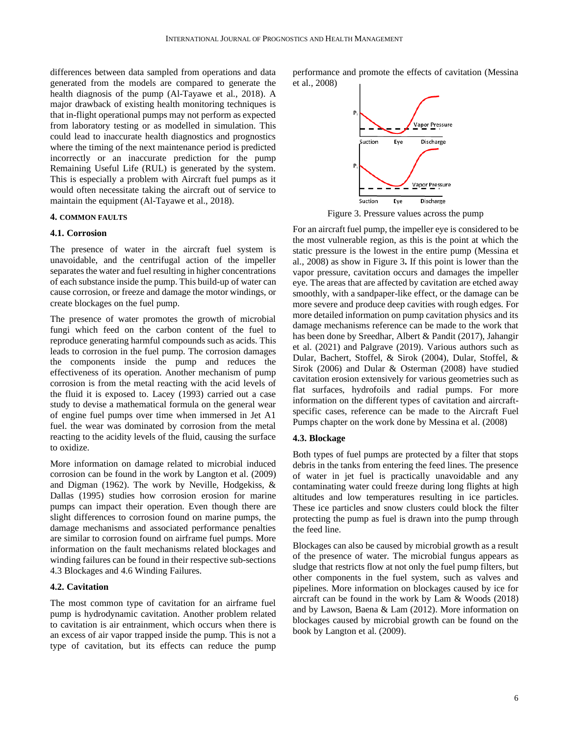differences between data sampled from operations and data generated from the models are compared to generate the health diagnosis of the pump (Al-Tayawe et al., 2018). A major drawback of existing health monitoring techniques is that in-flight operational pumps may not perform as expected from laboratory testing or as modelled in simulation. This could lead to inaccurate health diagnostics and prognostics where the timing of the next maintenance period is predicted incorrectly or an inaccurate prediction for the pump Remaining Useful Life (RUL) is generated by the system. This is especially a problem with Aircraft fuel pumps as it would often necessitate taking the aircraft out of service to maintain the equipment (Al-Tayawe et al., 2018).

## 4. COMMON FAULTS

### 4.1. Corrosion

The presence of water in the aircraft fuel system is unavoidable, and the centrifugal action of the impeller separates the water and fuel resulting in higher concentrations of each substance inside the pump. This build-up of water can cause corrosion, or freeze and damage the motor windings, or create blockages on the fuel pump.

The presence of water promotes the growth of microbial fungi which feed on the carbon content of the fuel to reproduce generating harmful compounds such as acids. This leads to corrosion in the fuel pump. The corrosion damages the components inside the pump and reduces the effectiveness of its operation. Another mechanism of pump corrosion is from the metal reacting with the acid levels of the fluid it is exposed to. Lacey (1993) carried out a case study to devise a mathematical formula on the general wear of engine fuel pumps over time when immersed in Jet A1 fuel. the wear was dominated by corrosion from the metal reacting to the acidity levels of the fluid, causing the surface to oxidize.

More information on damage related to microbial induced corrosion can be found in the work by Langton et al. (2009) and Digman (1962). The work by Neville, Hodgekiss, & Dallas (1995) studies how corrosion erosion for marine pumps can impact their operation. Even though there are slight differences to corrosion found on marine pumps, the damage mechanisms and associated performance penalties are similar to corrosion found on airframe fuel pumps. More information on the fault mechanisms related blockages and winding failures can be found in their respective sub-sections 4.3 Blockages and 4.6 Winding Failures.

### 4.2. Cavitation

The most common type of cavitation for an airframe fuel pump is hydrodynamic cavitation. Another problem related to cavitation is air entrainment, which occurs when there is an excess of air vapor trapped inside the pump. This is not a type of cavitation, but its effects can reduce the pump performance and promote the effects of cavitation (Messina et al., 2008)

Figure 3. Pressure values across the pump

For an aircraft fuel pump, the impeller eye is considered to be the most vulnerable region, as this is the point at which the static pressure is the lowest in the entire pump (Messina et al., 2008) as show in Figure 3**.** If this point is lower than the vapor pressure, cavitation occurs and damages the impeller eye. The areas that are affected by cavitation are etched away smoothly, with a sandpaper-like effect, or the damage can be more severe and produce deep cavities with rough edges. For more detailed information on pump cavitation physics and its damage mechanisms reference can be made to the work that has been done by Sreedhar, Albert & Pandit (2017), Jahangir et al. (2021) and Palgrave (2019). Various authors such as Dular, Bachert, Stoffel, & Sirok (2004), Dular, Stoffel, & Sirok (2006) and Dular & Osterman (2008) have studied cavitation erosion extensively for various geometries such as flat surfaces, hydrofoils and radial pumps. For more information on the different types of cavitation and aircraft-specific cases, reference can be made to the Aircraft Fuel Pumps chapter on the work done by Messina et al. (2008)

### 4.3. Blockage

Both types of fuel pumps are protected by a filter that stops debris in the tanks from entering the feed lines. The presence of water in jet fuel is practically unavoidable and any contaminating water could freeze during long flights at high altitudes and low temperatures resulting in ice particles. These ice particles and snow clusters could block the filter protecting the pump as fuel is drawn into the pump through the feed line.

Blockages can also be caused by microbial growth as a result of the presence of water. The microbial fungus appears as sludge that restricts flow at not only the fuel pump filters, but other components in the fuel system, such as valves and pipelines. More information on blockages caused by ice for aircraft can be found in the work by Lam & Woods (2018) and by Lawson, Baena & Lam (2012). More information on blockages caused by microbial growth can be found on the book by Langton et al. (2009).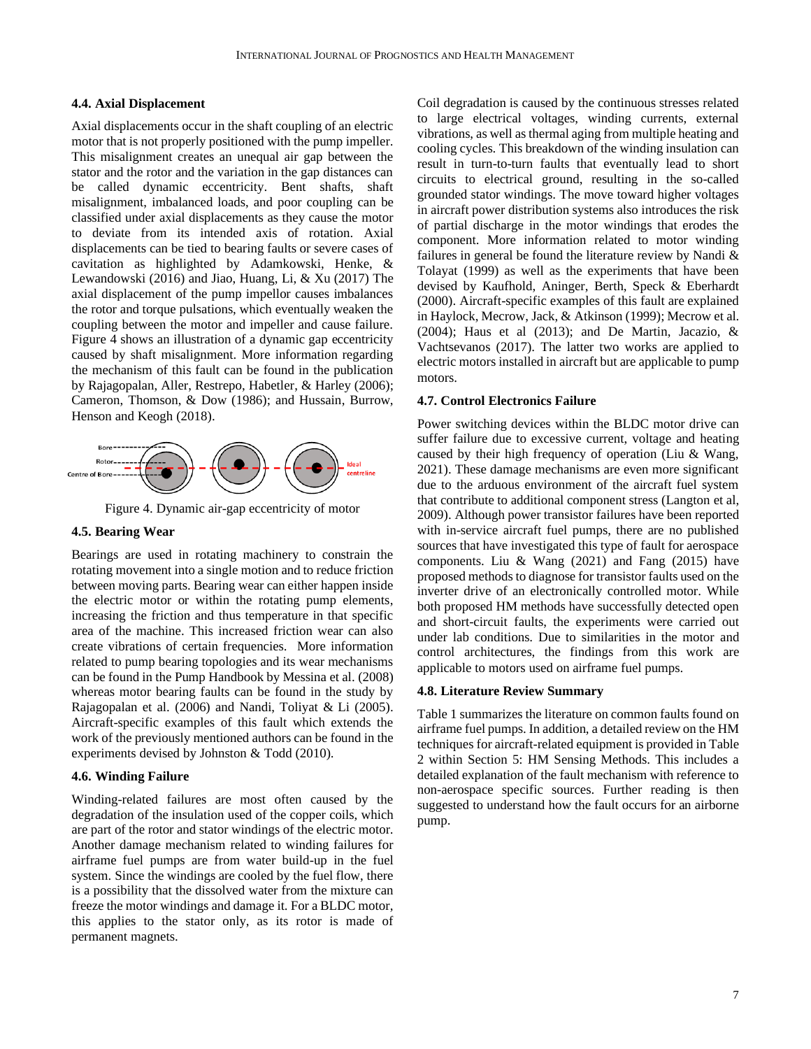### 4.4. Axial Displacement

Axial displacements occur in the shaft coupling of an electric motor that is not properly positioned with the pump impeller. This misalignment creates an unequal air gap between the stator and the rotor and the variation in the gap distances can be called dynamic eccentricity. Bent shafts, shaft misalignment, imbalanced loads, and poor coupling can be classified under axial displacements as they cause the motor to deviate from its intended axis of rotation. Axial displacements can be tied to bearing faults or severe cases of cavitation as highlighted by Adamkowski, Henke, & Lewandowski (2016) and Jiao, Huang, Li, & Xu (2017) The axial displacement of the pump impellor causes imbalances the rotor and torque pulsations, which eventually weaken the coupling between the motor and impeller and cause failure. Figure 4 shows an illustration of a dynamic gap eccentricity caused by shaft misalignment. More information regarding the mechanism of this fault can be found in the publication by Rajagopalan, Aller, Restrepo, Habetler, & Harley (2006); Cameron, Thomson, & Dow (1986); and Hussain, Burrow, Henson and Keogh (2018).

Figure 4. Dynamic air-gap eccentricity of motor

### 4.5. Bearing Wear

Bearings are used in rotating machinery to constrain the rotating movement into a single motion and to reduce friction between moving parts. Bearing wear can either happen inside the electric motor or within the rotating pump elements, increasing the friction and thus temperature in that specific area of the machine. This increased friction wear can also create vibrations of certain frequencies. More information related to pump bearing topologies and its wear mechanisms can be found in the Pump Handbook by Messina et al. (2008) whereas motor bearing faults can be found in the study by Rajagopalan et al. (2006) and Nandi, Toliyat & Li (2005). Aircraft-specific examples of this fault which extends the work of the previously mentioned authors can be found in the experiments devised by Johnston & Todd (2010).

### 4.6. Winding Failure

Winding-related failures are most often caused by the degradation of the insulation used of the copper coils, which are part of the rotor and stator windings of the electric motor. Another damage mechanism related to winding failures for airframe fuel pumps are from water build-up in the fuel system. Since the windings are cooled by the fuel flow, there is a possibility that the dissolved water from the mixture can freeze the motor windings and damage it. For a BLDC motor, this applies to the stator only, as its rotor is made of permanent magnets.

Coil degradation is caused by the continuous stresses related to large electrical voltages, winding currents, external vibrations, as well as thermal aging from multiple heating and cooling cycles. This breakdown of the winding insulation can result in turn-to-turn faults that eventually lead to short circuits to electrical ground, resulting in the so-called grounded stator windings. The move toward higher voltages in aircraft power distribution systems also introduces the risk of partial discharge in the motor windings that erodes the component. More information related to motor winding failures in general be found the literature review by Nandi & Tolayat (1999) as well as the experiments that have been devised by Kaufhold, Aninger, Berth, Speck & Eberhardt (2000). Aircraft-specific examples of this fault are explained in Haylock, Mecrow, Jack, & Atkinson (1999); Mecrow et al. (2004); Haus et al (2013); and De Martin, Jacazio, & Vachtsevanos (2017). The latter two works are applied to electric motors installed in aircraft but are applicable to pump motors.

### 4.7. Control Electronics Failure

Power switching devices within the BLDC motor drive can suffer failure due to excessive current, voltage and heating caused by their high frequency of operation (Liu & Wang, 2021). These damage mechanisms are even more significant due to the arduous environment of the aircraft fuel system that contribute to additional component stress (Langton et al, 2009). Although power transistor failures have been reported with in-service aircraft fuel pumps, there are no published sources that have investigated this type of fault for aerospace components. Liu & Wang (2021) and Fang (2015) have proposed methods to diagnose for transistor faults used on the inverter drive of an electronically controlled motor. While both proposed HM methods have successfully detected open and short-circuit faults, the experiments were carried out under lab conditions. Due to similarities in the motor and control architectures, the findings from this work are applicable to motors used on airframe fuel pumps.

### 4.8. Literature Review Summary

Table 1 summarizes the literature on common faults found on airframe fuel pumps. In addition, a detailed review on the HM techniques for aircraft-related equipment is provided in Table 2 within Section 5: HM Sensing Methods. This includes a detailed explanation of the fault mechanism with reference to non-aerospace specific sources. Further reading is then suggested to understand how the fault occurs for an airborne pump.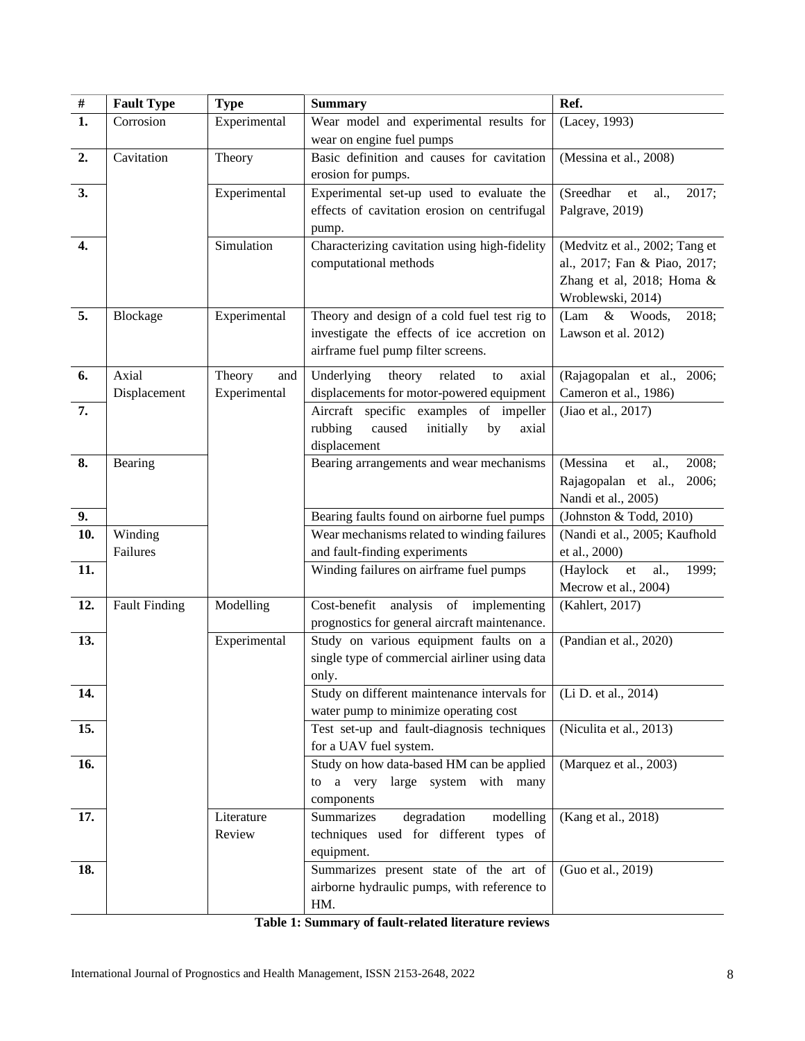| # | Fault Type | Type | Summary | Ref. |
|---|---|---|---|---|
| **1.** | Corrosion | Experimental | Wear model and experimental results for wear on engine fuel pumps | (Lacey, 1993) |
| **2.** | Cavitation | Theory | Basic definition and causes for cavitation erosion for pumps. | (Messina et al., 2008) |
| **3.** | | Experimental | Experimental set-up used to evaluate the effects of cavitation erosion on centrifugal pump. | (Sreedhar et al., 2017; Palgrave, 2019) |
| **4.** | | Simulation | Characterizing cavitation using high-fidelity computational methods | (Medvitz et al., 2002; Tang et al., 2017; Fan & Piao, 2017; Zhang et al, 2018; Homa & Wroblewski, 2014) |
| **5.** | Blockage | Experimental | Theory and design of a cold fuel test rig to investigate the effects of ice accretion on airframe fuel pump filter screens. | (Lam & Woods, 2018; Lawson et al. 2012) |
| **6.** | Axial Displacement | Theory and Experimental | Underlying theory related to axial displacements for motor-powered equipment | (Rajagopalan et al., 2006; Cameron et al., 1986) |
| **7.** | | | Aircraft specific examples of impeller rubbing caused initially by axial displacement | (Jiao et al., 2017) |
| **8.** | Bearing | | Bearing arrangements and wear mechanisms | (Messina et al., 2008; Rajagopalan et al., 2006; Nandi et al., 2005) |
| **9.** | | | Bearing faults found on airborne fuel pumps | (Johnston & Todd, 2010) |
| **10.** | Winding Failures | | Wear mechanisms related to winding failures and fault-finding experiments | (Nandi et al., 2005; Kaufhold et al., 2000) |
| **11.** | | | Winding failures on airframe fuel pumps | (Haylock et al., 1999; Mecrow et al., 2004) |
| **12.** | Fault Finding | Modelling | Cost-benefit analysis of implementing prognostics for general aircraft maintenance. | (Kahlert, 2017) |
| **13.** | | Experimental | Study on various equipment faults on a single type of commercial airliner using data only. | (Pandian et al., 2020) |
| **14.** | | | Study on different maintenance intervals for water pump to minimize operating cost | (Li D. et al., 2014) |
| **15.** | | | Test set-up and fault-diagnosis techniques for a UAV fuel system. | (Niculita et al., 2013) |
| **16.** | | | Study on how data-based HM can be applied to a very large system with many components | (Marquez et al., 2003) |
| **17.** | | Literature Review | Summarizes degradation modelling techniques used for different types of equipment. | (Kang et al., 2018) |
| **18.** | | | Summarizes present state of the art of airborne hydraulic pumps, with reference to HM. | (Guo et al., 2019) |

**Table 1: Summary of fault-related literature reviews**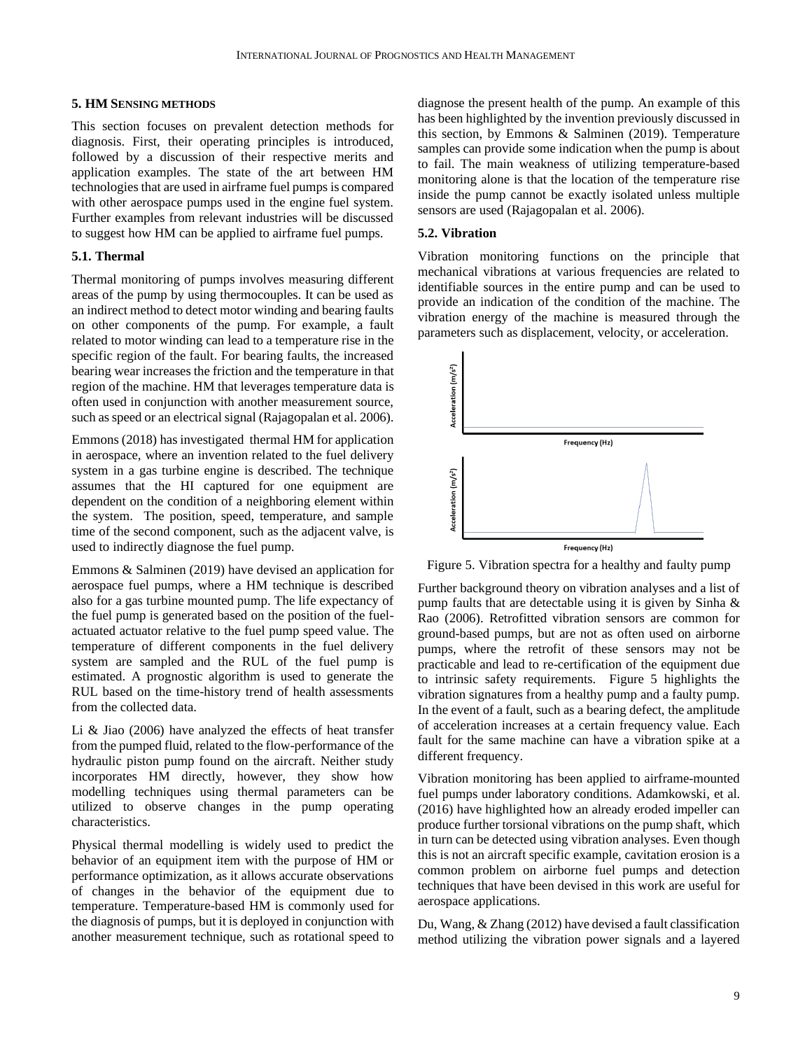## 5. HM SENSING METHODS

This section focuses on prevalent detection methods for diagnosis. First, their operating principles is introduced, followed by a discussion of their respective merits and application examples. The state of the art between HM technologies that are used in airframe fuel pumps is compared with other aerospace pumps used in the engine fuel system. Further examples from relevant industries will be discussed to suggest how HM can be applied to airframe fuel pumps.

### 5.1. Thermal

Thermal monitoring of pumps involves measuring different areas of the pump by using thermocouples. It can be used as an indirect method to detect motor winding and bearing faults on other components of the pump. For example, a fault related to motor winding can lead to a temperature rise in the specific region of the fault. For bearing faults, the increased bearing wear increases the friction and the temperature in that region of the machine. HM that leverages temperature data is often used in conjunction with another measurement source, such as speed or an electrical signal (Rajagopalan et al. 2006).

Emmons (2018) has investigated thermal HM for application in aerospace, where an invention related to the fuel delivery system in a gas turbine engine is described. The technique assumes that the HI captured for one equipment are dependent on the condition of a neighboring element within the system. The position, speed, temperature, and sample time of the second component, such as the adjacent valve, is used to indirectly diagnose the fuel pump.

Emmons & Salminen (2019) have devised an application for aerospace fuel pumps, where a HM technique is described also for a gas turbine mounted pump. The life expectancy of the fuel pump is generated based on the position of the fuel-actuated actuator relative to the fuel pump speed value. The temperature of different components in the fuel delivery system are sampled and the RUL of the fuel pump is estimated. A prognostic algorithm is used to generate the RUL based on the time-history trend of health assessments from the collected data.

Li & Jiao (2006) have analyzed the effects of heat transfer from the pumped fluid, related to the flow-performance of the hydraulic piston pump found on the aircraft. Neither study incorporates HM directly, however, they show how modelling techniques using thermal parameters can be utilized to observe changes in the pump operating characteristics.

Physical thermal modelling is widely used to predict the behavior of an equipment item with the purpose of HM or performance optimization, as it allows accurate observations of changes in the behavior of the equipment due to temperature. Temperature-based HM is commonly used for the diagnosis of pumps, but it is deployed in conjunction with another measurement technique, such as rotational speed to diagnose the present health of the pump. An example of this has been highlighted by the invention previously discussed in this section, by Emmons & Salminen (2019). Temperature samples can provide some indication when the pump is about to fail. The main weakness of utilizing temperature-based monitoring alone is that the location of the temperature rise inside the pump cannot be exactly isolated unless multiple sensors are used (Rajagopalan et al. 2006).

### 5.2. Vibration

Vibration monitoring functions on the principle that mechanical vibrations at various frequencies are related to identifiable sources in the entire pump and can be used to provide an indication of the condition of the machine. The vibration energy of the machine is measured through the parameters such as displacement, velocity, or acceleration.

Figure 5. Vibration spectra for a healthy and faulty pump

Further background theory on vibration analyses and a list of pump faults that are detectable using it is given by Sinha & Rao (2006). Retrofitted vibration sensors are common for ground-based pumps, but are not as often used on airborne pumps, where the retrofit of these sensors may not be practicable and lead to re-certification of the equipment due to intrinsic safety requirements. Figure 5 highlights the vibration signatures from a healthy pump and a faulty pump. In the event of a fault, such as a bearing defect, the amplitude of acceleration increases at a certain frequency value. Each fault for the same machine can have a vibration spike at a different frequency.

Vibration monitoring has been applied to airframe-mounted fuel pumps under laboratory conditions. Adamkowski, et al. (2016) have highlighted how an already eroded impeller can produce further torsional vibrations on the pump shaft, which in turn can be detected using vibration analyses. Even though this is not an aircraft specific example, cavitation erosion is a common problem on airborne fuel pumps and detection techniques that have been devised in this work are useful for aerospace applications.

Du, Wang, & Zhang (2012) have devised a fault classification method utilizing the vibration power signals and a layered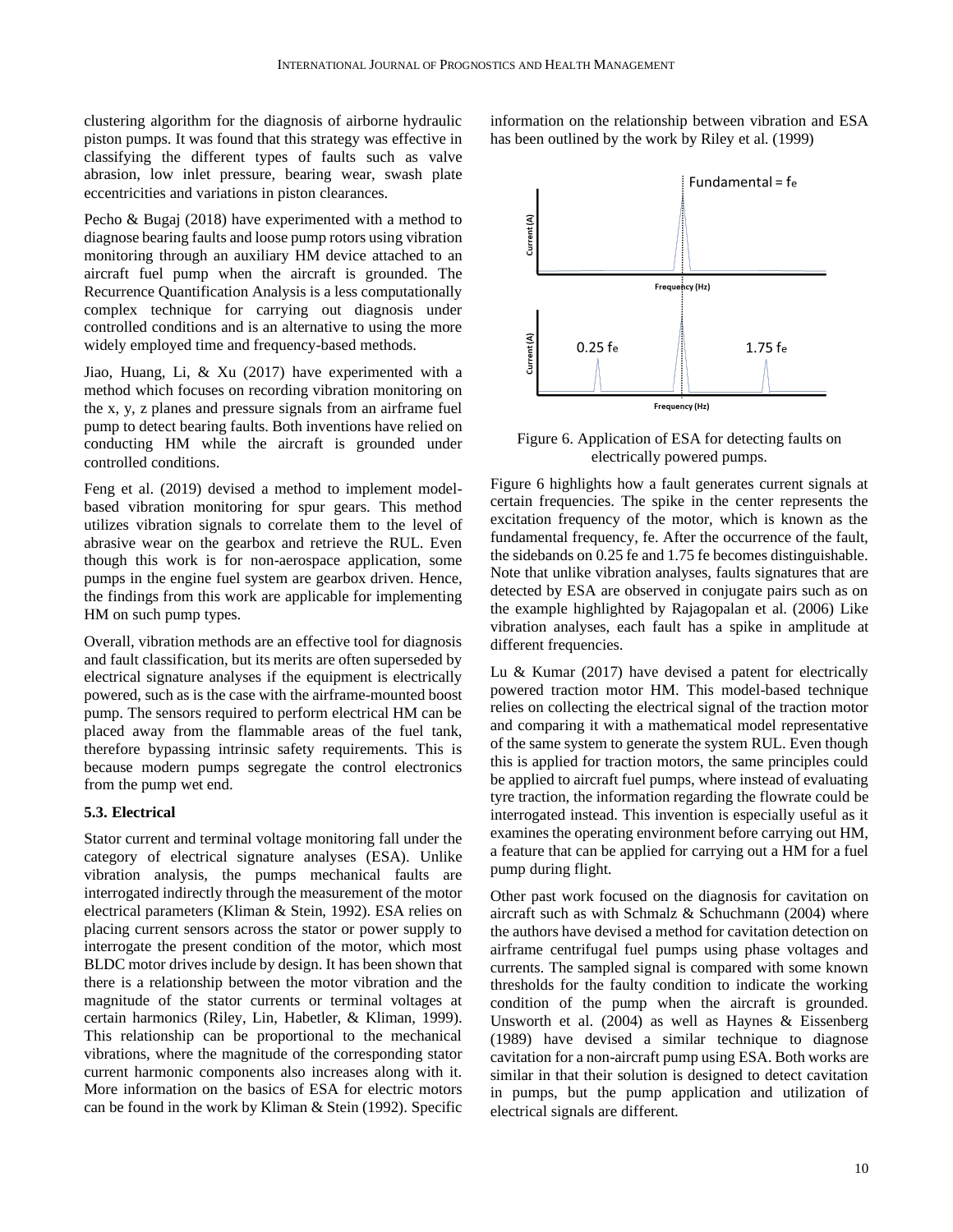clustering algorithm for the diagnosis of airborne hydraulic piston pumps. It was found that this strategy was effective in classifying the different types of faults such as valve abrasion, low inlet pressure, bearing wear, swash plate eccentricities and variations in piston clearances.

Pecho & Bugaj (2018) have experimented with a method to diagnose bearing faults and loose pump rotors using vibration monitoring through an auxiliary HM device attached to an aircraft fuel pump when the aircraft is grounded. The Recurrence Quantification Analysis is a less computationally complex technique for carrying out diagnosis under controlled conditions and is an alternative to using the more widely employed time and frequency-based methods.

Jiao, Huang, Li, & Xu (2017) have experimented with a method which focuses on recording vibration monitoring on the x, y, z planes and pressure signals from an airframe fuel pump to detect bearing faults. Both inventions have relied on conducting HM while the aircraft is grounded under controlled conditions.

Feng et al. (2019) devised a method to implement model-based vibration monitoring for spur gears. This method utilizes vibration signals to correlate them to the level of abrasive wear on the gearbox and retrieve the RUL. Even though this work is for non-aerospace application, some pumps in the engine fuel system are gearbox driven. Hence, the findings from this work are applicable for implementing HM on such pump types.

Overall, vibration methods are an effective tool for diagnosis and fault classification, but its merits are often superseded by electrical signature analyses if the equipment is electrically powered, such as is the case with the airframe-mounted boost pump. The sensors required to perform electrical HM can be placed away from the flammable areas of the fuel tank, therefore bypassing intrinsic safety requirements. This is because modern pumps segregate the control electronics from the pump wet end.

### 5.3. Electrical

Stator current and terminal voltage monitoring fall under the category of electrical signature analyses (ESA). Unlike vibration analysis, the pumps mechanical faults are interrogated indirectly through the measurement of the motor electrical parameters (Kliman & Stein, 1992). ESA relies on placing current sensors across the stator or power supply to interrogate the present condition of the motor, which most BLDC motor drives include by design. It has been shown that there is a relationship between the motor vibration and the magnitude of the stator currents or terminal voltages at certain harmonics (Riley, Lin, Habetler, & Kliman, 1999). This relationship can be proportional to the mechanical vibrations, where the magnitude of the corresponding stator current harmonic components also increases along with it. More information on the basics of ESA for electric motors can be found in the work by Kliman & Stein (1992). Specific information on the relationship between vibration and ESA has been outlined by the work by Riley et al. (1999)

Figure 6. Application of ESA for detecting faults on electrically powered pumps.

Figure 6 highlights how a fault generates current signals at certain frequencies. The spike in the center represents the excitation frequency of the motor, which is known as the fundamental frequency, fe. After the occurrence of the fault, the sidebands on 0.25 fe and 1.75 fe becomes distinguishable. Note that unlike vibration analyses, faults signatures that are detected by ESA are observed in conjugate pairs such as on the example highlighted by Rajagopalan et al. (2006) Like vibration analyses, each fault has a spike in amplitude at different frequencies.

Lu & Kumar (2017) have devised a patent for electrically powered traction motor HM. This model-based technique relies on collecting the electrical signal of the traction motor and comparing it with a mathematical model representative of the same system to generate the system RUL. Even though this is applied for traction motors, the same principles could be applied to aircraft fuel pumps, where instead of evaluating tyre traction, the information regarding the flowrate could be interrogated instead. This invention is especially useful as it examines the operating environment before carrying out HM, a feature that can be applied for carrying out a HM for a fuel pump during flight.

Other past work focused on the diagnosis for cavitation on aircraft such as with Schmalz & Schuchmann (2004) where the authors have devised a method for cavitation detection on airframe centrifugal fuel pumps using phase voltages and currents. The sampled signal is compared with some known thresholds for the faulty condition to indicate the working condition of the pump when the aircraft is grounded. Unsworth et al. (2004) as well as Haynes & Eissenberg (1989) have devised a similar technique to diagnose cavitation for a non-aircraft pump using ESA. Both works are similar in that their solution is designed to detect cavitation in pumps, but the pump application and utilization of electrical signals are different.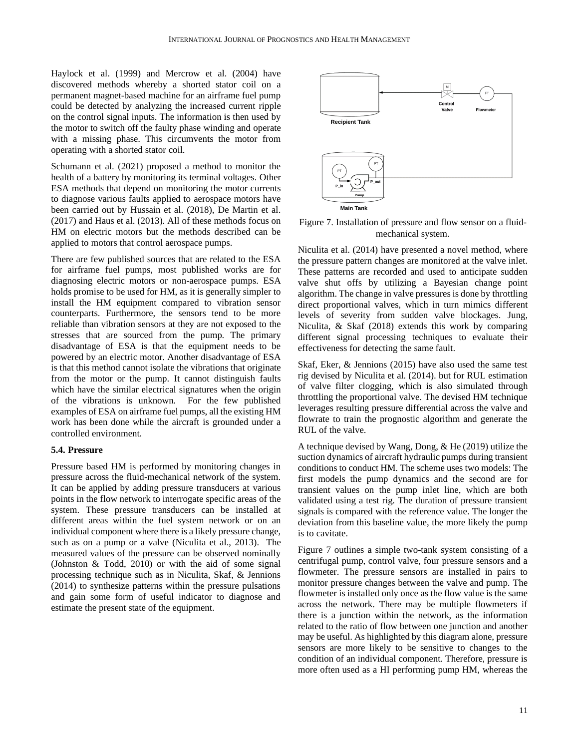Haylock et al. (1999) and Mercrow et al. (2004) have discovered methods whereby a shorted stator coil on a permanent magnet-based machine for an airframe fuel pump could be detected by analyzing the increased current ripple on the control signal inputs. The information is then used by the motor to switch off the faulty phase winding and operate with a missing phase. This circumvents the motor from operating with a shorted stator coil.

Schumann et al. (2021) proposed a method to monitor the health of a battery by monitoring its terminal voltages. Other ESA methods that depend on monitoring the motor currents to diagnose various faults applied to aerospace motors have been carried out by Hussain et al. (2018), De Martin et al. (2017) and Haus et al. (2013). All of these methods focus on HM on electric motors but the methods described can be applied to motors that control aerospace pumps.

There are few published sources that are related to the ESA for airframe fuel pumps, most published works are for diagnosing electric motors or non-aerospace pumps. ESA holds promise to be used for HM, as it is generally simpler to install the HM equipment compared to vibration sensor counterparts. Furthermore, the sensors tend to be more reliable than vibration sensors at they are not exposed to the stresses that are sourced from the pump. The primary disadvantage of ESA is that the equipment needs to be powered by an electric motor. Another disadvantage of ESA is that this method cannot isolate the vibrations that originate from the motor or the pump. It cannot distinguish faults which have the similar electrical signatures when the origin of the vibrations is unknown. For the few published examples of ESA on airframe fuel pumps, all the existing HM work has been done while the aircraft is grounded under a controlled environment.

### 5.4. Pressure

Pressure based HM is performed by monitoring changes in pressure across the fluid-mechanical network of the system. It can be applied by adding pressure transducers at various points in the flow network to interrogate specific areas of the system. These pressure transducers can be installed at different areas within the fuel system network or on an individual component where there is a likely pressure change, such as on a pump or a valve (Niculita et al., 2013). The measured values of the pressure can be observed nominally (Johnston & Todd, 2010) or with the aid of some signal processing technique such as in Niculita, Skaf, & Jennions (2014) to synthesize patterns within the pressure pulsations and gain some form of useful indicator to diagnose and estimate the present state of the equipment.

Figure 7. Installation of pressure and flow sensor on a fluid-mechanical system.

Niculita et al. (2014) have presented a novel method, where the pressure pattern changes are monitored at the valve inlet. These patterns are recorded and used to anticipate sudden valve shut offs by utilizing a Bayesian change point algorithm. The change in valve pressures is done by throttling direct proportional valves, which in turn mimics different levels of severity from sudden valve blockages. Jung, Niculita, & Skaf (2018) extends this work by comparing different signal processing techniques to evaluate their effectiveness for detecting the same fault.

Skaf, Eker, & Jennions (2015) have also used the same test rig devised by Niculita et al. (2014). but for RUL estimation of valve filter clogging, which is also simulated through throttling the proportional valve. The devised HM technique leverages resulting pressure differential across the valve and flowrate to train the prognostic algorithm and generate the RUL of the valve.

A technique devised by Wang, Dong, & He (2019) utilize the suction dynamics of aircraft hydraulic pumps during transient conditions to conduct HM. The scheme uses two models: The first models the pump dynamics and the second are for transient values on the pump inlet line, which are both validated using a test rig. The duration of pressure transient signals is compared with the reference value. The longer the deviation from this baseline value, the more likely the pump is to cavitate.

Figure 7 outlines a simple two-tank system consisting of a centrifugal pump, control valve, four pressure sensors and a flowmeter. The pressure sensors are installed in pairs to monitor pressure changes between the valve and pump. The flowmeter is installed only once as the flow value is the same across the network. There may be multiple flowmeters if there is a junction within the network, as the information related to the ratio of flow between one junction and another may be useful. As highlighted by this diagram alone, pressure sensors are more likely to be sensitive to changes to the condition of an individual component. Therefore, pressure is more often used as a HI performing pump HM, whereas the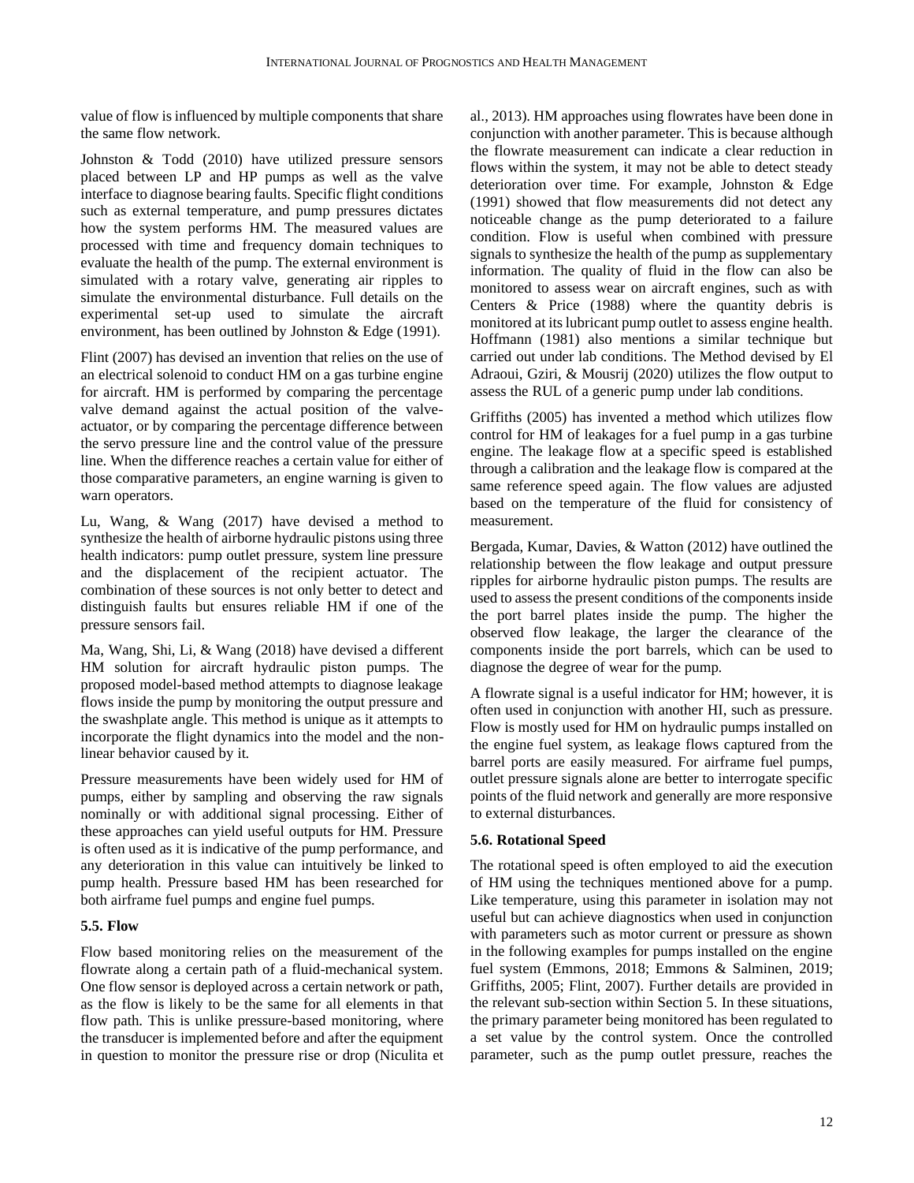value of flow is influenced by multiple components that share the same flow network.

Johnston & Todd (2010) have utilized pressure sensors placed between LP and HP pumps as well as the valve interface to diagnose bearing faults. Specific flight conditions such as external temperature, and pump pressures dictates how the system performs HM. The measured values are processed with time and frequency domain techniques to evaluate the health of the pump. The external environment is simulated with a rotary valve, generating air ripples to simulate the environmental disturbance. Full details on the experimental set-up used to simulate the aircraft environment, has been outlined by Johnston & Edge (1991).

Flint (2007) has devised an invention that relies on the use of an electrical solenoid to conduct HM on a gas turbine engine for aircraft. HM is performed by comparing the percentage valve demand against the actual position of the valve-actuator, or by comparing the percentage difference between the servo pressure line and the control value of the pressure line. When the difference reaches a certain value for either of those comparative parameters, an engine warning is given to warn operators.

Lu, Wang, & Wang (2017) have devised a method to synthesize the health of airborne hydraulic pistons using three health indicators: pump outlet pressure, system line pressure and the displacement of the recipient actuator. The combination of these sources is not only better to detect and distinguish faults but ensures reliable HM if one of the pressure sensors fail.

Ma, Wang, Shi, Li, & Wang (2018) have devised a different HM solution for aircraft hydraulic piston pumps. The proposed model-based method attempts to diagnose leakage flows inside the pump by monitoring the output pressure and the swashplate angle. This method is unique as it attempts to incorporate the flight dynamics into the model and the non-linear behavior caused by it.

Pressure measurements have been widely used for HM of pumps, either by sampling and observing the raw signals nominally or with additional signal processing. Either of these approaches can yield useful outputs for HM. Pressure is often used as it is indicative of the pump performance, and any deterioration in this value can intuitively be linked to pump health. Pressure based HM has been researched for both airframe fuel pumps and engine fuel pumps.

### 5.5. Flow

Flow based monitoring relies on the measurement of the flowrate along a certain path of a fluid-mechanical system. One flow sensor is deployed across a certain network or path, as the flow is likely to be the same for all elements in that flow path. This is unlike pressure-based monitoring, where the transducer is implemented before and after the equipment in question to monitor the pressure rise or drop (Niculita et al., 2013). HM approaches using flowrates have been done in conjunction with another parameter. This is because although the flowrate measurement can indicate a clear reduction in flows within the system, it may not be able to detect steady deterioration over time. For example, Johnston & Edge (1991) showed that flow measurements did not detect any noticeable change as the pump deteriorated to a failure condition. Flow is useful when combined with pressure signals to synthesize the health of the pump as supplementary information. The quality of fluid in the flow can also be monitored to assess wear on aircraft engines, such as with Centers & Price (1988) where the quantity debris is monitored at its lubricant pump outlet to assess engine health. Hoffmann (1981) also mentions a similar technique but carried out under lab conditions. The Method devised by El Adraoui, Gziri, & Mousrij (2020) utilizes the flow output to assess the RUL of a generic pump under lab conditions.

Griffiths (2005) has invented a method which utilizes flow control for HM of leakages for a fuel pump in a gas turbine engine. The leakage flow at a specific speed is established through a calibration and the leakage flow is compared at the same reference speed again. The flow values are adjusted based on the temperature of the fluid for consistency of measurement.

Bergada, Kumar, Davies, & Watton (2012) have outlined the relationship between the flow leakage and output pressure ripples for airborne hydraulic piston pumps. The results are used to assess the present conditions of the components inside the port barrel plates inside the pump. The higher the observed flow leakage, the larger the clearance of the components inside the port barrels, which can be used to diagnose the degree of wear for the pump.

A flowrate signal is a useful indicator for HM; however, it is often used in conjunction with another HI, such as pressure. Flow is mostly used for HM on hydraulic pumps installed on the engine fuel system, as leakage flows captured from the barrel ports are easily measured. For airframe fuel pumps, outlet pressure signals alone are better to interrogate specific points of the fluid network and generally are more responsive to external disturbances.

### 5.6. Rotational Speed

The rotational speed is often employed to aid the execution of HM using the techniques mentioned above for a pump. Like temperature, using this parameter in isolation may not useful but can achieve diagnostics when used in conjunction with parameters such as motor current or pressure as shown in the following examples for pumps installed on the engine fuel system (Emmons, 2018; Emmons & Salminen, 2019; Griffiths, 2005; Flint, 2007). Further details are provided in the relevant sub-section within Section 5. In these situations, the primary parameter being monitored has been regulated to a set value by the control system. Once the controlled parameter, such as the pump outlet pressure, reaches the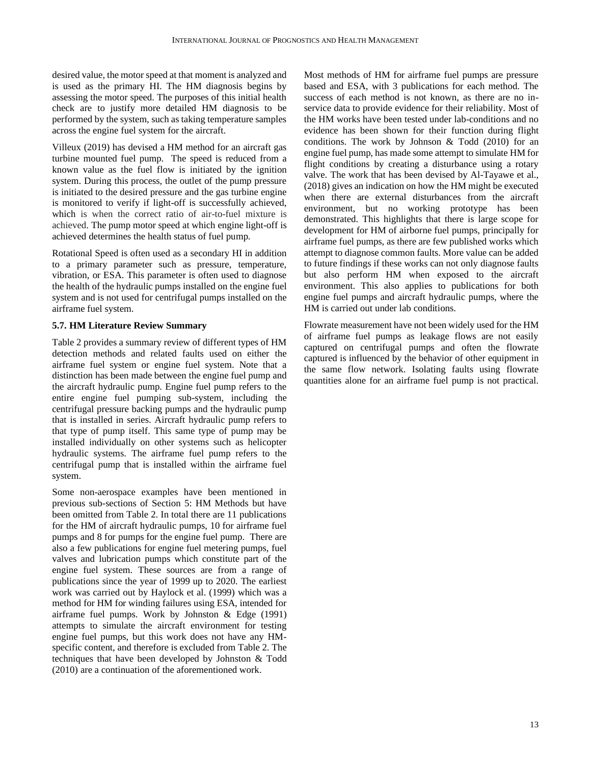desired value, the motor speed at that moment is analyzed and is used as the primary HI. The HM diagnosis begins by assessing the motor speed. The purposes of this initial health check are to justify more detailed HM diagnosis to be performed by the system, such as taking temperature samples across the engine fuel system for the aircraft.

Villeux (2019) has devised a HM method for an aircraft gas turbine mounted fuel pump. The speed is reduced from a known value as the fuel flow is initiated by the ignition system. During this process, the outlet of the pump pressure is initiated to the desired pressure and the gas turbine engine is monitored to verify if light-off is successfully achieved, which is when the correct ratio of air-to-fuel mixture is achieved. The pump motor speed at which engine light-off is achieved determines the health status of fuel pump.

Rotational Speed is often used as a secondary HI in addition to a primary parameter such as pressure, temperature, vibration, or ESA. This parameter is often used to diagnose the health of the hydraulic pumps installed on the engine fuel system and is not used for centrifugal pumps installed on the airframe fuel system.

### 5.7. HM Literature Review Summary

Table 2 provides a summary review of different types of HM detection methods and related faults used on either the airframe fuel system or engine fuel system. Note that a distinction has been made between the engine fuel pump and the aircraft hydraulic pump. Engine fuel pump refers to the entire engine fuel pumping sub-system, including the centrifugal pressure backing pumps and the hydraulic pump that is installed in series. Aircraft hydraulic pump refers to that type of pump itself. This same type of pump may be installed individually on other systems such as helicopter hydraulic systems. The airframe fuel pump refers to the centrifugal pump that is installed within the airframe fuel system.

Some non-aerospace examples have been mentioned in previous sub-sections of Section 5: HM Methods but have been omitted from Table 2. In total there are 11 publications for the HM of aircraft hydraulic pumps, 10 for airframe fuel pumps and 8 for pumps for the engine fuel pump. There are also a few publications for engine fuel metering pumps, fuel valves and lubrication pumps which constitute part of the engine fuel system. These sources are from a range of publications since the year of 1999 up to 2020. The earliest work was carried out by Haylock et al. (1999) which was a method for HM for winding failures using ESA, intended for airframe fuel pumps. Work by Johnston & Edge (1991) attempts to simulate the aircraft environment for testing engine fuel pumps, but this work does not have any HM-specific content, and therefore is excluded from Table 2. The techniques that have been developed by Johnston & Todd (2010) are a continuation of the aforementioned work.

Most methods of HM for airframe fuel pumps are pressure based and ESA, with 3 publications for each method. The success of each method is not known, as there are no in-service data to provide evidence for their reliability. Most of the HM works have been tested under lab-conditions and no evidence has been shown for their function during flight conditions. The work by Johnson & Todd (2010) for an engine fuel pump, has made some attempt to simulate HM for flight conditions by creating a disturbance using a rotary valve. The work that has been devised by Al-Tayawe et al., (2018) gives an indication on how the HM might be executed when there are external disturbances from the aircraft environment, but no working prototype has been demonstrated. This highlights that there is large scope for development for HM of airborne fuel pumps, principally for airframe fuel pumps, as there are few published works which attempt to diagnose common faults. More value can be added to future findings if these works can not only diagnose faults but also perform HM when exposed to the aircraft environment. This also applies to publications for both engine fuel pumps and aircraft hydraulic pumps, where the HM is carried out under lab conditions.

Flowrate measurement have not been widely used for the HM of airframe fuel pumps as leakage flows are not easily captured on centrifugal pumps and often the flowrate captured is influenced by the behavior of other equipment in the same flow network. Isolating faults using flowrate quantities alone for an airframe fuel pump is not practical.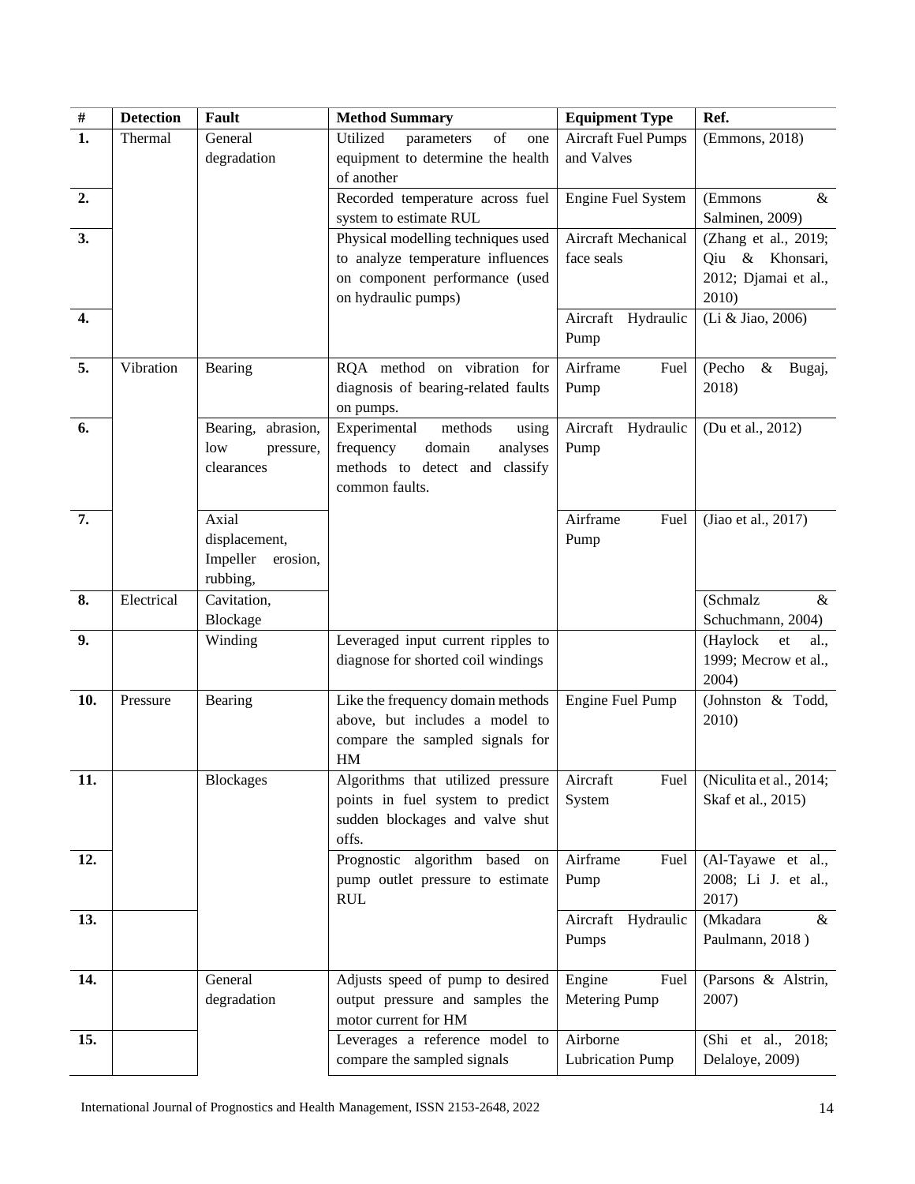| # | Detection | Fault | Method Summary | Equipment Type | Ref. |
|---|---|---|---|---|---|
| **1.** | Thermal | General degradation | Utilized parameters of one equipment to determine the health of another | Aircraft Fuel Pumps and Valves | (Emmons, 2018) |
| **2.** | | | Recorded temperature across fuel system to estimate RUL | Engine Fuel System | (Emmons & Salminen, 2009) |
| **3.** | | | Physical modelling techniques used to analyze temperature influences on component performance (used on hydraulic pumps) | Aircraft Mechanical face seals | (Zhang et al., 2019; Qiu & Khonsari, 2012; Djamai et al., 2010) |
| **4.** | | | | Aircraft Hydraulic Pump | (Li & Jiao, 2006) |
| **5.** | Vibration | Bearing | RQA method on vibration for diagnosis of bearing-related faults on pumps. | Airframe Fuel Pump | (Pecho & Bugaj, 2018) |
| **6.** | | Bearing, abrasion, low pressure, clearances | Experimental methods using frequency domain analyses methods to detect and classify common faults. | Aircraft Hydraulic Pump | (Du et al., 2012) |
| **7.** | | Axial displacement, Impeller erosion, rubbing, | | Airframe Fuel Pump | (Jiao et al., 2017) |
| **8.** | Electrical | Cavitation, Blockage | | | (Schmalz & Schuchmann, 2004) |
| **9.** | | Winding | Leveraged input current ripples to diagnose for shorted coil windings | | (Haylock et al., 1999; Mecrow et al., 2004) |
| **10.** | Pressure | Bearing | Like the frequency domain methods above, but includes a model to compare the sampled signals for HM | Engine Fuel Pump | (Johnston & Todd, 2010) |
| **11.** | | Blockages | Algorithms that utilized pressure points in fuel system to predict sudden blockages and valve shut offs. | Aircraft Fuel System | (Niculita et al., 2014; Skaf et al., 2015) |
| **12.** | | | Prognostic algorithm based on pump outlet pressure to estimate RUL | Airframe Fuel Pump | (Al-Tayawe et al., 2008; Li J. et al., 2017) |
| **13.** | | | | Aircraft Hydraulic Pumps | (Mkadara & Paulmann, 2018 ) |
| **14.** | | General degradation | Adjusts speed of pump to desired output pressure and samples the motor current for HM | Engine Fuel Metering Pump | (Parsons & Alstrin, 2007) |
| **15.** | | | Leverages a reference model to compare the sampled signals | Airborne Lubrication Pump | (Shi et al., 2018; Delaloye, 2009) |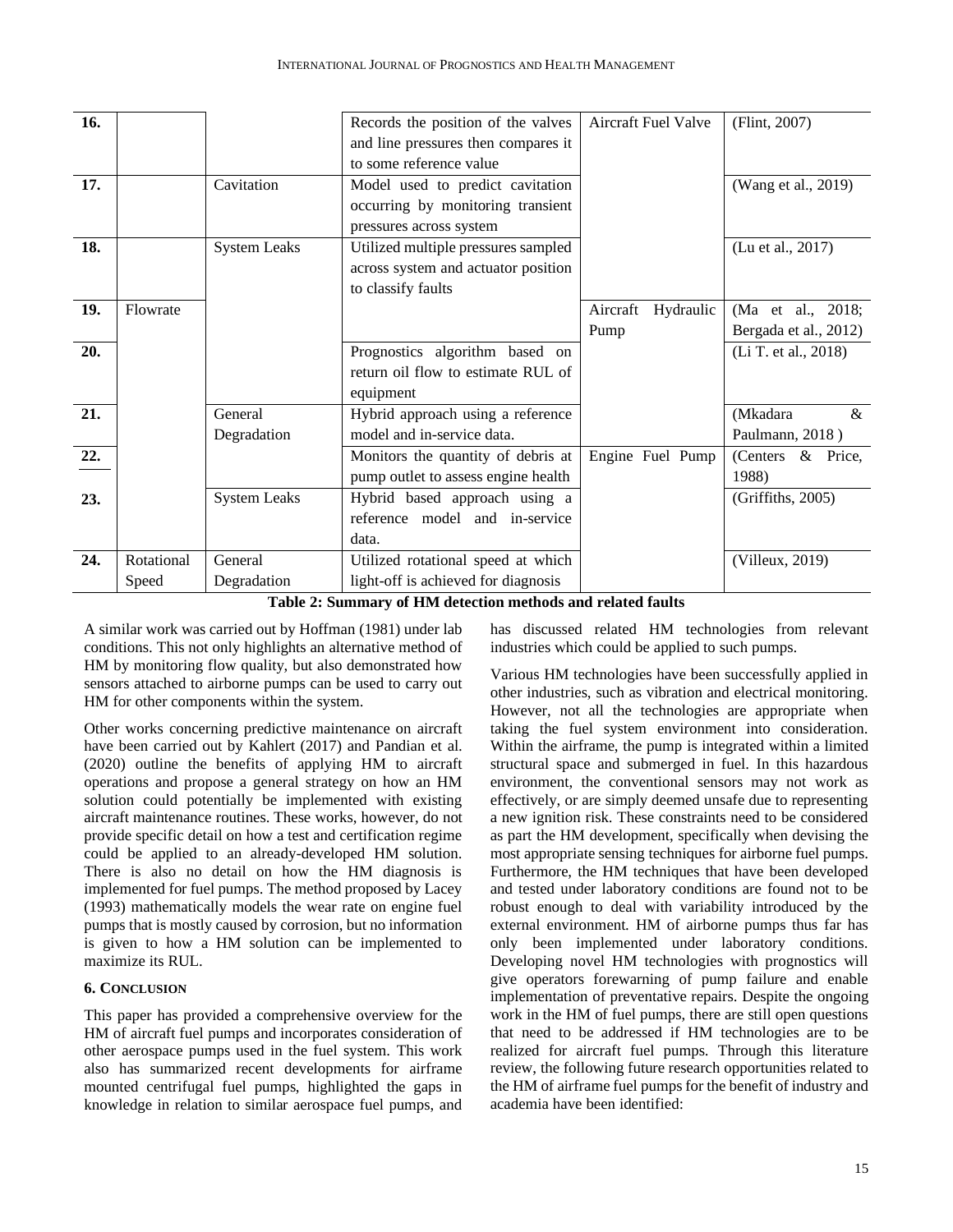| 16. | | | Records the position of the valves and line pressures then compares it to some reference value | Aircraft Fuel Valve | (Flint, 2007) |
|---|---|---|---|---|---|
| 17. | | Cavitation | Model used to predict cavitation occurring by monitoring transient pressures across system | | (Wang et al., 2019) |
| 18. | | System Leaks | Utilized multiple pressures sampled across system and actuator position to classify faults | | (Lu et al., 2017) |
| 19. | Flowrate | | | Aircraft Hydraulic Pump | (Ma et al., 2018; Bergada et al., 2012) |
| 20. | | | Prognostics algorithm based on return oil flow to estimate RUL of equipment | | (Li T. et al., 2018) |
| 21. | | General Degradation | Hybrid approach using a reference model and in-service data. | | (Mkadara & Paulmann, 2018 ) |
| 22. | | | Monitors the quantity of debris at pump outlet to assess engine health | Engine Fuel Pump | (Centers & Price, 1988) |
| 23. | | System Leaks | Hybrid based approach using a reference model and in-service data. | | (Griffiths, 2005) |
| 24. | Rotational Speed | General Degradation | Utilized rotational speed at which light-off is achieved for diagnosis | | (Villeux, 2019) |

**Table 2: Summary of HM detection methods and related faults**

A similar work was carried out by Hoffman (1981) under lab conditions. This not only highlights an alternative method of HM by monitoring flow quality, but also demonstrated how sensors attached to airborne pumps can be used to carry out HM for other components within the system.

Other works concerning predictive maintenance on aircraft have been carried out by Kahlert (2017) and Pandian et al. (2020) outline the benefits of applying HM to aircraft operations and propose a general strategy on how an HM solution could potentially be implemented with existing aircraft maintenance routines. These works, however, do not provide specific detail on how a test and certification regime could be applied to an already-developed HM solution. There is also no detail on how the HM diagnosis is implemented for fuel pumps. The method proposed by Lacey (1993) mathematically models the wear rate on engine fuel pumps that is mostly caused by corrosion, but no information is given to how a HM solution can be implemented to maximize its RUL.

## 6. Conclusion

This paper has provided a comprehensive overview for the HM of aircraft fuel pumps and incorporates consideration of other aerospace pumps used in the fuel system. This work also has summarized recent developments for airframe mounted centrifugal fuel pumps, highlighted the gaps in knowledge in relation to similar aerospace fuel pumps, and has discussed related HM technologies from relevant industries which could be applied to such pumps.

Various HM technologies have been successfully applied in other industries, such as vibration and electrical monitoring. However, not all the technologies are appropriate when taking the fuel system environment into consideration. Within the airframe, the pump is integrated within a limited structural space and submerged in fuel. In this hazardous environment, the conventional sensors may not work as effectively, or are simply deemed unsafe due to representing a new ignition risk. These constraints need to be considered as part the HM development, specifically when devising the most appropriate sensing techniques for airborne fuel pumps. Furthermore, the HM techniques that have been developed and tested under laboratory conditions are found not to be robust enough to deal with variability introduced by the external environment. HM of airborne pumps thus far has only been implemented under laboratory conditions. Developing novel HM technologies with prognostics will give operators forewarning of pump failure and enable implementation of preventative repairs. Despite the ongoing work in the HM of fuel pumps, there are still open questions that need to be addressed if HM technologies are to be realized for aircraft fuel pumps. Through this literature review, the following future research opportunities related to the HM of airframe fuel pumps for the benefit of industry and academia have been identified: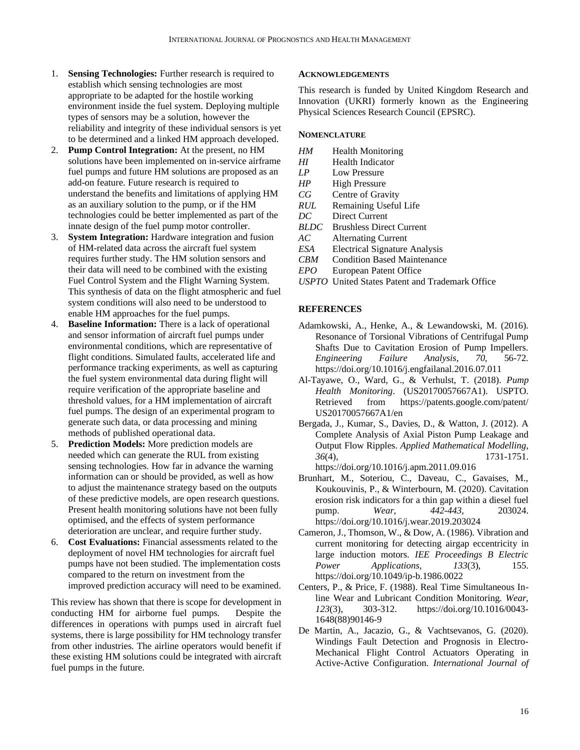1. **Sensing Technologies:** Further research is required to establish which sensing technologies are most appropriate to be adapted for the hostile working environment inside the fuel system. Deploying multiple types of sensors may be a solution, however the reliability and integrity of these individual sensors is yet to be determined and a linked HM approach developed.
2. **Pump Control Integration:** At the present, no HM solutions have been implemented on in-service airframe fuel pumps and future HM solutions are proposed as an add-on feature. Future research is required to understand the benefits and limitations of applying HM as an auxiliary solution to the pump, or if the HM technologies could be better implemented as part of the innate design of the fuel pump motor controller.
3. **System Integration:** Hardware integration and fusion of HM-related data across the aircraft fuel system requires further study. The HM solution sensors and their data will need to be combined with the existing Fuel Control System and the Flight Warning System. This synthesis of data on the flight atmospheric and fuel system conditions will also need to be understood to enable HM approaches for the fuel pumps.
4. **Baseline Information:** There is a lack of operational and sensor information of aircraft fuel pumps under environmental conditions, which are representative of flight conditions. Simulated faults, accelerated life and performance tracking experiments, as well as capturing the fuel system environmental data during flight will require verification of the appropriate baseline and threshold values, for a HM implementation of aircraft fuel pumps. The design of an experimental program to generate such data, or data processing and mining methods of published operational data.
5. **Prediction Models:** More prediction models are needed which can generate the RUL from existing sensing technologies. How far in advance the warning information can or should be provided, as well as how to adjust the maintenance strategy based on the outputs of these predictive models, are open research questions. Present health monitoring solutions have not been fully optimised, and the effects of system performance deterioration are unclear, and require further study.
6. **Cost Evaluations:** Financial assessments related to the deployment of novel HM technologies for aircraft fuel pumps have not been studied. The implementation costs compared to the return on investment from the improved prediction accuracy will need to be examined.

This review has shown that there is scope for development in conducting HM for airborne fuel pumps. Despite the differences in operations with pumps used in aircraft fuel systems, there is large possibility for HM technology transfer from other industries. The airline operators would benefit if these existing HM solutions could be integrated with aircraft fuel pumps in the future.

## Acknowledgements

This research is funded by United Kingdom Research and Innovation (UKRI) formerly known as the Engineering Physical Sciences Research Council (EPSRC).

## Nomenclature

| | |
|---|---|
| *HM* | Health Monitoring |
| *HI* | Health Indicator |
| *LP* | Low Pressure |
| *HP* | High Pressure |
| *CG* | Centre of Gravity |
| *RUL* | Remaining Useful Life |
| *DC* | Direct Current |
| *BLDC* | Brushless Direct Current |
| *AC* | Alternating Current |
| *ESA* | Electrical Signature Analysis |
| *CBM* | Condition Based Maintenance |
| *EPO* | European Patent Office |
| *USPTO* | United States Patent and Trademark Office |

## REFERENCES

Adamkowski, A., Henke, A., & Lewandowski, M. (2016). Resonance of Torsional Vibrations of Centrifugal Pump Shafts Due to Cavitation Erosion of Pump Impellers. *Engineering Failure Analysis*, *70*, 56-72. https://doi.org/10.1016/j.engfailanal.2016.07.011

Al-Tayawe, O., Ward, G., & Verhulst, T. (2018). *Pump Health Monitoring*. (US20170057667A1). USPTO. Retrieved from https://patents.google.com/patent/US20170057667A1/en

Bergada, J., Kumar, S., Davies, D., & Watton, J. (2012). A Complete Analysis of Axial Piston Pump Leakage and Output Flow Ripples. *Applied Mathematical Modelling*, *36*(4), 1731-1751. https://doi.org/10.1016/j.apm.2011.09.016

Brunhart, M., Soteriou, C., Daveau, C., Gavaises, M., Koukouvinis, P., & Winterbourn, M. (2020). Cavitation erosion risk indicators for a thin gap within a diesel fuel pump. *Wear*, *442-443*, 203024. https://doi.org/10.1016/j.wear.2019.203024

Cameron, J., Thomson, W., & Dow, A. (1986). Vibration and current monitoring for detecting airgap eccentricity in large induction motors. *IEE Proceedings B Electric Power Applications*, *133*(3), 155. https://doi.org/10.1049/ip-b.1986.0022

Centers, P., & Price, F. (1988). Real Time Simultaneous In-line Wear and Lubricant Condition Monitoring. *Wear*, *123*(3), 303-312. https://doi.org/10.1016/0043-1648(88)90146-9

De Martin, A., Jacazio, G., & Vachtsevanos, G. (2020). Windings Fault Detection and Prognosis in Electro-Mechanical Flight Control Actuators Operating in Active-Active Configuration. *International Journal of*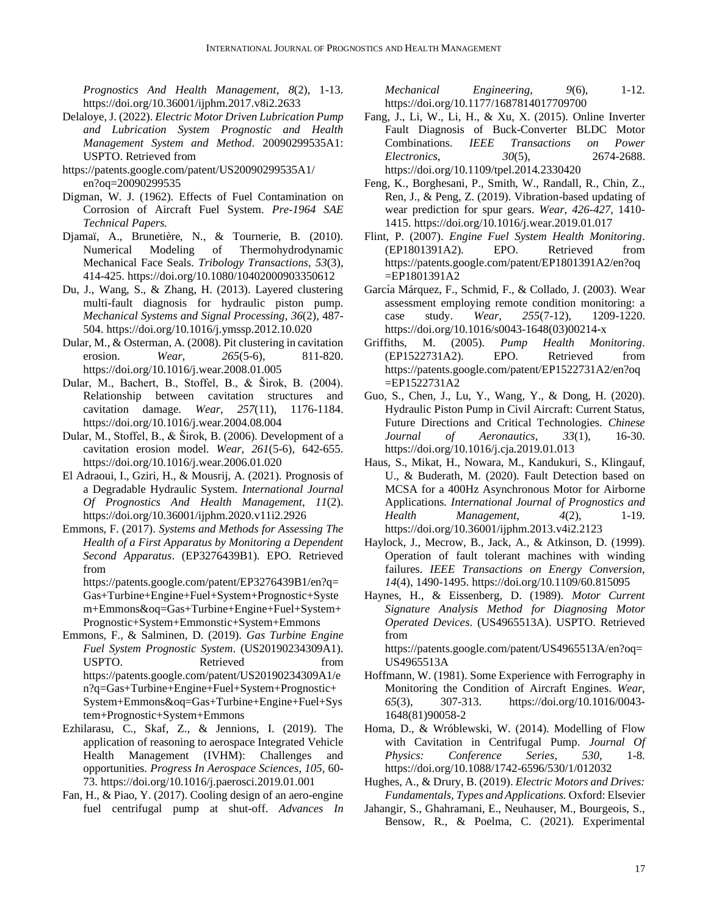*Prognostics And Health Management*, *8*(2), 1-13. https://doi.org/10.36001/ijphm.2017.v8i2.2633

Delaloye, J. (2022). *Electric Motor Driven Lubrication Pump and Lubrication System Prognostic and Health Management System and Method*. 20090299535A1: USPTO. Retrieved from https://patents.google.com/patent/US20090299535A1/en?oq=20090299535

Digman, W. J. (1962). Effects of Fuel Contamination on Corrosion of Aircraft Fuel System. *Pre-1964 SAE Technical Papers.*

Djamaï, A., Brunetière, N., & Tournerie, B. (2010). Numerical Modeling of Thermohydrodynamic Mechanical Face Seals. *Tribology Transactions*, *53*(3), 414-425. https://doi.org/10.1080/10402000903350612

Du, J., Wang, S., & Zhang, H. (2013). Layered clustering multi-fault diagnosis for hydraulic piston pump. *Mechanical Systems and Signal Processing*, *36*(2), 487-504. https://doi.org/10.1016/j.ymssp.2012.10.020

Dular, M., & Osterman, A. (2008). Pit clustering in cavitation erosion. *Wear*, *265*(5-6), 811-820. https://doi.org/10.1016/j.wear.2008.01.005

Dular, M., Bachert, B., Stoffel, B., & Širok, B. (2004). Relationship between cavitation structures and cavitation damage. *Wear*, *257*(11), 1176-1184. https://doi.org/10.1016/j.wear.2004.08.004

Dular, M., Stoffel, B., & Širok, B. (2006). Development of a cavitation erosion model. *Wear*, *261*(5-6), 642-655. https://doi.org/10.1016/j.wear.2006.01.020

El Adraoui, I., Gziri, H., & Mousrij, A. (2021). Prognosis of a Degradable Hydraulic System. *International Journal Of Prognostics And Health Management*, *11*(2). https://doi.org/10.36001/ijphm.2020.v11i2.2926

Emmons, F. (2017). *Systems and Methods for Assessing The Health of a First Apparatus by Monitoring a Dependent Second Apparatus*. (EP3276439B1). EPO. Retrieved from https://patents.google.com/patent/EP3276439B1/en?q=Gas+Turbine+Engine+Fuel+System+Prognostic+System+Emmons&oq=Gas+Turbine+Engine+Fuel+System+Prognostic+System+Emmonstic+System+Emmons

Emmons, F., & Salminen, D. (2019). *Gas Turbine Engine Fuel System Prognostic System*. (US20190234309A1). USPTO. Retrieved from https://patents.google.com/patent/US20190234309A1/en?q=Gas+Turbine+Engine+Fuel+System+Prognostic+System+Emmons&oq=Gas+Turbine+Engine+Fuel+System+Prognostic+System+Emmons

Ezhilarasu, C., Skaf, Z., & Jennions, I. (2019). The application of reasoning to aerospace Integrated Vehicle Health Management (IVHM): Challenges and opportunities. *Progress In Aerospace Sciences*, *105*, 60-73. https://doi.org/10.1016/j.paerosci.2019.01.001

Fan, H., & Piao, Y. (2017). Cooling design of an aero-engine fuel centrifugal pump at shut-off. *Advances In Mechanical Engineering*, *9*(6), 1-12. https://doi.org/10.1177/1687814017709700

Fang, J., Li, W., Li, H., & Xu, X. (2015). Online Inverter Fault Diagnosis of Buck-Converter BLDC Motor Combinations. *IEEE Transactions on Power Electronics*, *30*(5), 2674-2688. https://doi.org/10.1109/tpel.2014.2330420

Feng, K., Borghesani, P., Smith, W., Randall, R., Chin, Z., Ren, J., & Peng, Z. (2019). Vibration-based updating of wear prediction for spur gears. *Wear*, *426-427*, 1410-1415. https://doi.org/10.1016/j.wear.2019.01.017

Flint, P. (2007). *Engine Fuel System Health Monitoring*. (EP1801391A2). EPO. Retrieved from https://patents.google.com/patent/EP1801391A2/en?oq=EP1801391A2

García Márquez, F., Schmid, F., & Collado, J. (2003). Wear assessment employing remote condition monitoring: a case study. *Wear*, *255*(7-12), 1209-1220. https://doi.org/10.1016/s0043-1648(03)00214-x

Griffiths, M. (2005). *Pump Health Monitoring*. (EP1522731A2). EPO. Retrieved from https://patents.google.com/patent/EP1522731A2/en?oq=EP1522731A2

Guo, S., Chen, J., Lu, Y., Wang, Y., & Dong, H. (2020). Hydraulic Piston Pump in Civil Aircraft: Current Status, Future Directions and Critical Technologies. *Chinese Journal of Aeronautics*, *33*(1), 16-30. https://doi.org/10.1016/j.cja.2019.01.013

Haus, S., Mikat, H., Nowara, M., Kandukuri, S., Klingauf, U., & Buderath, M. (2020). Fault Detection based on MCSA for a 400Hz Asynchronous Motor for Airborne Applications. *International Journal of Prognostics and Health Management*, *4*(2), 1-19. https://doi.org/10.36001/ijphm.2013.v4i2.2123

Haylock, J., Mecrow, B., Jack, A., & Atkinson, D. (1999). Operation of fault tolerant machines with winding failures. *IEEE Transactions on Energy Conversion*, *14*(4), 1490-1495. https://doi.org/10.1109/60.815095

Haynes, H., & Eissenberg, D. (1989). *Motor Current Signature Analysis Method for Diagnosing Motor Operated Devices*. (US4965513A). USPTO. Retrieved from https://patents.google.com/patent/US4965513A/en?oq=US4965513A

Hoffmann, W. (1981). Some Experience with Ferrography in Monitoring the Condition of Aircraft Engines. *Wear*, *65*(3), 307-313. https://doi.org/10.1016/0043-1648(81)90058-2

Homa, D., & Wróblewski, W. (2014). Modelling of Flow with Cavitation in Centrifugal Pump. *Journal Of Physics: Conference Series*, *530*, 1-8. https://doi.org/10.1088/1742-6596/530/1/012032

Hughes, A., & Drury, B. (2019). *Electric Motors and Drives: Fundamentals, Types and Applications.* Oxford: Elsevier

Jahangir, S., Ghahramani, E., Neuhauser, M., Bourgeois, S., Bensow, R., & Poelma, C. (2021). Experimental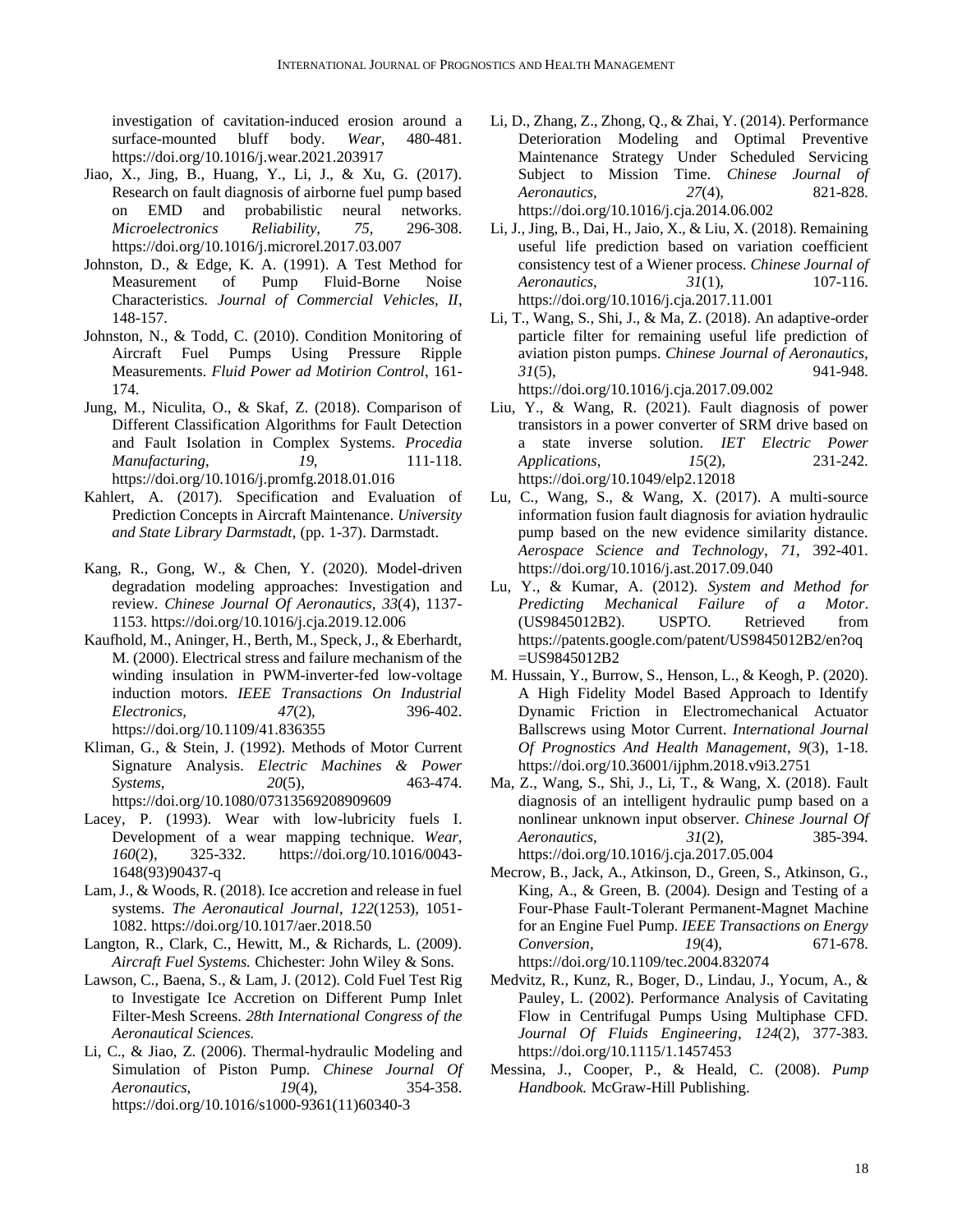investigation of cavitation-induced erosion around a surface-mounted bluff body. *Wear*, 480-481. https://doi.org/10.1016/j.wear.2021.203917

Jiao, X., Jing, B., Huang, Y., Li, J., & Xu, G. (2017). Research on fault diagnosis of airborne fuel pump based on EMD and probabilistic neural networks. *Microelectronics Reliability*, *75*, 296-308. https://doi.org/10.1016/j.microrel.2017.03.007

Johnston, D., & Edge, K. A. (1991). A Test Method for Measurement of Pump Fluid-Borne Noise Characteristics. *Journal of Commercial Vehicles, II*, 148-157.

Johnston, N., & Todd, C. (2010). Condition Monitoring of Aircraft Fuel Pumps Using Pressure Ripple Measurements. *Fluid Power ad Motirion Control*, 161-174.

Jung, M., Niculita, O., & Skaf, Z. (2018). Comparison of Different Classification Algorithms for Fault Detection and Fault Isolation in Complex Systems. *Procedia Manufacturing*, *19*, 111-118. https://doi.org/10.1016/j.promfg.2018.01.016

Kahlert, A. (2017). Specification and Evaluation of Prediction Concepts in Aircraft Maintenance. *University and State Library Darmstadt*, (pp. 1-37). Darmstadt.

Kang, R., Gong, W., & Chen, Y. (2020). Model-driven degradation modeling approaches: Investigation and review. *Chinese Journal Of Aeronautics*, *33*(4), 1137-1153. https://doi.org/10.1016/j.cja.2019.12.006

Kaufhold, M., Aninger, H., Berth, M., Speck, J., & Eberhardt, M. (2000). Electrical stress and failure mechanism of the winding insulation in PWM-inverter-fed low-voltage induction motors. *IEEE Transactions On Industrial Electronics*, *47*(2), 396-402. https://doi.org/10.1109/41.836355

Kliman, G., & Stein, J. (1992). Methods of Motor Current Signature Analysis. *Electric Machines & Power Systems*, *20*(5), 463-474. https://doi.org/10.1080/07313569208909609

Lacey, P. (1993). Wear with low-lubricity fuels I. Development of a wear mapping technique. *Wear*, *160*(2), 325-332. https://doi.org/10.1016/0043-1648(93)90437-q

Lam, J., & Woods, R. (2018). Ice accretion and release in fuel systems. *The Aeronautical Journal*, *122*(1253), 1051-1082. https://doi.org/10.1017/aer.2018.50

Langton, R., Clark, C., Hewitt, M., & Richards, L. (2009). *Aircraft Fuel Systems.* Chichester: John Wiley & Sons.

Lawson, C., Baena, S., & Lam, J. (2012). Cold Fuel Test Rig to Investigate Ice Accretion on Different Pump Inlet Filter-Mesh Screens. *28th International Congress of the Aeronautical Sciences.*

Li, C., & Jiao, Z. (2006). Thermal-hydraulic Modeling and Simulation of Piston Pump. *Chinese Journal Of Aeronautics*, *19*(4), 354-358. https://doi.org/10.1016/s1000-9361(11)60340-3

Li, D., Zhang, Z., Zhong, Q., & Zhai, Y. (2014). Performance Deterioration Modeling and Optimal Preventive Maintenance Strategy Under Scheduled Servicing Subject to Mission Time. *Chinese Journal of Aeronautics*, *27*(4), 821-828. https://doi.org/10.1016/j.cja.2014.06.002

Li, J., Jing, B., Dai, H., Jaio, X., & Liu, X. (2018). Remaining useful life prediction based on variation coefficient consistency test of a Wiener process. *Chinese Journal of Aeronautics*, *31*(1), 107-116. https://doi.org/10.1016/j.cja.2017.11.001

Li, T., Wang, S., Shi, J., & Ma, Z. (2018). An adaptive-order particle filter for remaining useful life prediction of aviation piston pumps. *Chinese Journal of Aeronautics*, *31*(5), 941-948. https://doi.org/10.1016/j.cja.2017.09.002

Liu, Y., & Wang, R. (2021). Fault diagnosis of power transistors in a power converter of SRM drive based on a state inverse solution. *IET Electric Power Applications*, *15*(2), 231-242. https://doi.org/10.1049/elp2.12018

Lu, C., Wang, S., & Wang, X. (2017). A multi-source information fusion fault diagnosis for aviation hydraulic pump based on the new evidence similarity distance. *Aerospace Science and Technology*, *71*, 392-401. https://doi.org/10.1016/j.ast.2017.09.040

Lu, Y., & Kumar, A. (2012). *System and Method for Predicting Mechanical Failure of a Motor*. (US9845012B2). USPTO. Retrieved from https://patents.google.com/patent/US9845012B2/en?oq=US9845012B2

M. Hussain, Y., Burrow, S., Henson, L., & Keogh, P. (2020). A High Fidelity Model Based Approach to Identify Dynamic Friction in Electromechanical Actuator Ballscrews using Motor Current. *International Journal Of Prognostics And Health Management*, *9*(3), 1-18. https://doi.org/10.36001/ijphm.2018.v9i3.2751

Ma, Z., Wang, S., Shi, J., Li, T., & Wang, X. (2018). Fault diagnosis of an intelligent hydraulic pump based on a nonlinear unknown input observer. *Chinese Journal Of Aeronautics*, *31*(2), 385-394. https://doi.org/10.1016/j.cja.2017.05.004

Mecrow, B., Jack, A., Atkinson, D., Green, S., Atkinson, G., King, A., & Green, B. (2004). Design and Testing of a Four-Phase Fault-Tolerant Permanent-Magnet Machine for an Engine Fuel Pump. *IEEE Transactions on Energy Conversion*, *19*(4), 671-678. https://doi.org/10.1109/tec.2004.832074

Medvitz, R., Kunz, R., Boger, D., Lindau, J., Yocum, A., & Pauley, L. (2002). Performance Analysis of Cavitating Flow in Centrifugal Pumps Using Multiphase CFD. *Journal Of Fluids Engineering*, *124*(2), 377-383. https://doi.org/10.1115/1.1457453

Messina, J., Cooper, P., & Heald, C. (2008). *Pump Handbook.* McGraw-Hill Publishing.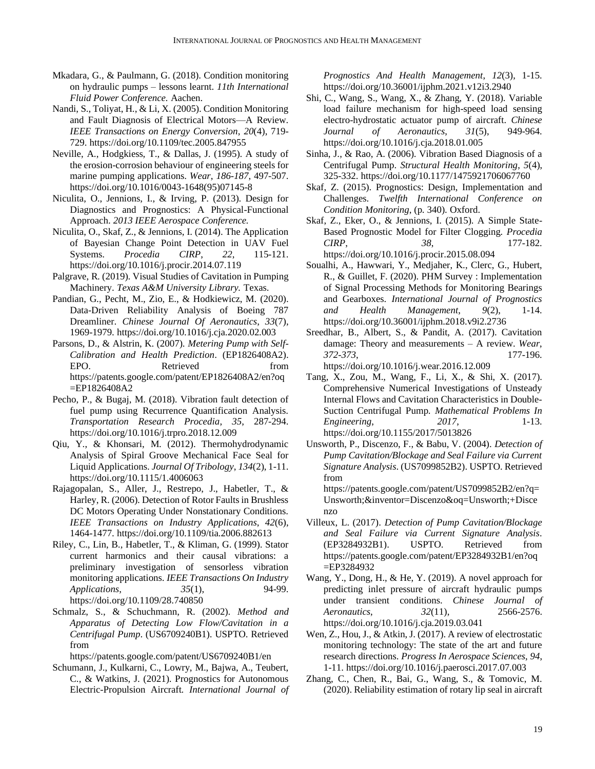Mkadara, G., & Paulmann, G. (2018). Condition monitoring on hydraulic pumps – lessons learnt. *11th International Fluid Power Conference.* Aachen.

Nandi, S., Toliyat, H., & Li, X. (2005). Condition Monitoring and Fault Diagnosis of Electrical Motors—A Review. *IEEE Transactions on Energy Conversion*, *20*(4), 719-729. https://doi.org/10.1109/tec.2005.847955

Neville, A., Hodgkiess, T., & Dallas, J. (1995). A study of the erosion-corrosion behaviour of engineering steels for marine pumping applications. *Wear, 186-187,* 497-507. https://doi.org/10.1016/0043-1648(95)07145-8

Niculita, O., Jennions, I., & Irving, P. (2013). Design for Diagnostics and Prognostics: A Physical-Functional Approach. *2013 IEEE Aerospace Conference.*

Niculita, O., Skaf, Z., & Jennions, I. (2014). The Application of Bayesian Change Point Detection in UAV Fuel Systems. *Procedia CIRP*, *22,* 115-121. https://doi.org/10.1016/j.procir.2014.07.119

Palgrave, R. (2019). Visual Studies of Cavitation in Pumping Machinery. *Texas A&M University Library.* Texas.

Pandian, G., Pecht, M., Zio, E., & Hodkiewicz, M. (2020). Data-Driven Reliability Analysis of Boeing 787 Dreamliner. *Chinese Journal Of Aeronautics*, *33*(7), 1969-1979. https://doi.org/10.1016/j.cja.2020.02.003

Parsons, D., & Alstrin, K. (2007). *Metering Pump with Self-Calibration and Health Prediction*. (EP1826408A2). EPO. Retrieved from https://patents.google.com/patent/EP1826408A2/en?oq=EP1826408A2

Pecho, P., & Bugaj, M. (2018). Vibration fault detection of fuel pump using Recurrence Quantification Analysis. *Transportation Research Procedia*, *35*, 287-294. https://doi.org/10.1016/j.trpro.2018.12.009

Qiu, Y., & Khonsari, M. (2012). Thermohydrodynamic Analysis of Spiral Groove Mechanical Face Seal for Liquid Applications. *Journal Of Tribology*, *134*(2), 1-11. https://doi.org/10.1115/1.4006063

Rajagopalan, S., Aller, J., Restrepo, J., Habetler, T., & Harley, R. (2006). Detection of Rotor Faults in Brushless DC Motors Operating Under Nonstationary Conditions. *IEEE Transactions on Industry Applications*, *42*(6), 1464-1477. https://doi.org/10.1109/tia.2006.882613

Riley, C., Lin, B., Habetler, T., & Kliman, G. (1999). Stator current harmonics and their causal vibrations: a preliminary investigation of sensorless vibration monitoring applications. *IEEE Transactions On Industry Applications*, *35*(1), 94-99. https://doi.org/10.1109/28.740850

Schmalz, S., & Schuchmann, R. (2002). *Method and Apparatus of Detecting Low Flow/Cavitation in a Centrifugal Pump*. (US6709240B1). USPTO. Retrieved from https://patents.google.com/patent/US6709240B1/en

Schumann, J., Kulkarni, C., Lowry, M., Bajwa, A., Teubert, C., & Watkins, J. (2021). Prognostics for Autonomous Electric-Propulsion Aircraft. *International Journal of Prognostics And Health Management*, *12*(3), 1-15. https://doi.org/10.36001/ijphm.2021.v12i3.2940

Shi, C., Wang, S., Wang, X., & Zhang, Y. (2018). Variable load failure mechanism for high-speed load sensing electro-hydrostatic actuator pump of aircraft. *Chinese Journal of Aeronautics*, *31*(5), 949-964. https://doi.org/10.1016/j.cja.2018.01.005

Sinha, J., & Rao, A. (2006). Vibration Based Diagnosis of a Centrifugal Pump. *Structural Health Monitoring*, *5*(4), 325-332. https://doi.org/10.1177/1475921706067760

Skaf, Z. (2015). Prognostics: Design, Implementation and Challenges. *Twelfth International Conference on Condition Monitoring*, (p. 340). Oxford.

Skaf, Z., Eker, O., & Jennions, I. (2015). A Simple State-Based Prognostic Model for Filter Clogging. *Procedia CIRP*, *38*, 177-182. https://doi.org/10.1016/j.procir.2015.08.094

Soualhi, A., Hawwari, Y., Medjaher, K., Clerc, G., Hubert, R., & Guillet, F. (2020). PHM Survey : Implementation of Signal Processing Methods for Monitoring Bearings and Gearboxes. *International Journal of Prognostics and Health Management*, *9*(2), 1-14. https://doi.org/10.36001/ijphm.2018.v9i2.2736

Sreedhar, B., Albert, S., & Pandit, A. (2017). Cavitation damage: Theory and measurements – A review. *Wear*, *372-373*, 177-196. https://doi.org/10.1016/j.wear.2016.12.009

Tang, X., Zou, M., Wang, F., Li, X., & Shi, X. (2017). Comprehensive Numerical Investigations of Unsteady Internal Flows and Cavitation Characteristics in Double-Suction Centrifugal Pump. *Mathematical Problems In Engineering*, *2017*, 1-13. https://doi.org/10.1155/2017/5013826

Unsworth, P., Discenzo, F., & Babu, V. (2004). *Detection of Pump Cavitation/Blockage and Seal Failure via Current Signature Analysis*. (US7099852B2). USPTO. Retrieved from https://patents.google.com/patent/US7099852B2/en?q=Unsworth;&inventor=Discenzo&oq=Unsworth;+Discenzo

Villeux, L. (2017). *Detection of Pump Cavitation/Blockage and Seal Failure via Current Signature Analysis*. (EP3284932B1). USPTO. Retrieved from https://patents.google.com/patent/EP3284932B1/en?oq=EP3284932

Wang, Y., Dong, H., & He, Y. (2019). A novel approach for predicting inlet pressure of aircraft hydraulic pumps under transient conditions. *Chinese Journal of Aeronautics*, *32*(11), 2566-2576. https://doi.org/10.1016/j.cja.2019.03.041

Wen, Z., Hou, J., & Atkin, J. (2017). A review of electrostatic monitoring technology: The state of the art and future research directions. *Progress In Aerospace Sciences*, *94*, 1-11. https://doi.org/10.1016/j.paerosci.2017.07.003

Zhang, C., Chen, R., Bai, G., Wang, S., & Tomovic, M. (2020). Reliability estimation of rotary lip seal in aircraft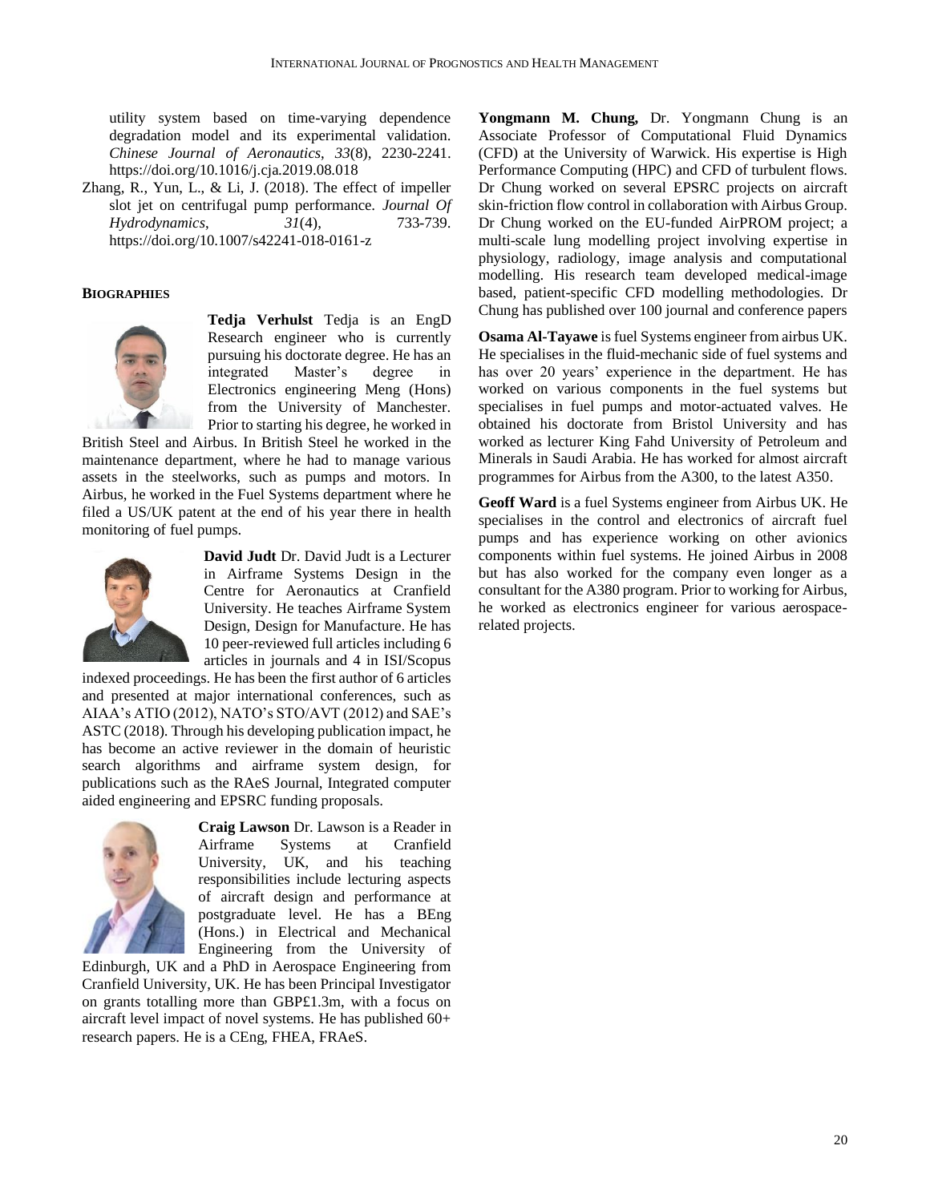utility system based on time-varying dependence degradation model and its experimental validation. *Chinese Journal of Aeronautics*, *33*(8), 2230-2241. https://doi.org/10.1016/j.cja.2019.08.018

Zhang, R., Yun, L., & Li, J. (2018). The effect of impeller slot jet on centrifugal pump performance. *Journal Of Hydrodynamics*, *31*(4), 733-739. https://doi.org/10.1007/s42241-018-0161-z

## BIOGRAPHIES

**Tedja Verhulst** Tedja is an EngD Research engineer who is currently pursuing his doctorate degree. He has an integrated Master's degree in Electronics engineering Meng (Hons) from the University of Manchester. Prior to starting his degree, he worked in British Steel and Airbus. In British Steel he worked in the maintenance department, where he had to manage various assets in the steelworks, such as pumps and motors. In Airbus, he worked in the Fuel Systems department where he filed a US/UK patent at the end of his year there in health monitoring of fuel pumps.

**David Judt** Dr. David Judt is a Lecturer in Airframe Systems Design in the Centre for Aeronautics at Cranfield University. He teaches Airframe System Design, Design for Manufacture. He has 10 peer-reviewed full articles including 6 articles in journals and 4 in ISI/Scopus indexed proceedings. He has been the first author of 6 articles and presented at major international conferences, such as AIAA's ATIO (2012), NATO's STO/AVT (2012) and SAE's ASTC (2018). Through his developing publication impact, he has become an active reviewer in the domain of heuristic search algorithms and airframe system design, for publications such as the RAeS Journal, Integrated computer aided engineering and EPSRC funding proposals.

**Craig Lawson** Dr. Lawson is a Reader in Airframe Systems at Cranfield University, UK, and his teaching responsibilities include lecturing aspects of aircraft design and performance at postgraduate level. He has a BEng (Hons.) in Electrical and Mechanical Engineering from the University of Edinburgh, UK and a PhD in Aerospace Engineering from Cranfield University, UK. He has been Principal Investigator on grants totalling more than GBP£1.3m, with a focus on aircraft level impact of novel systems. He has published 60+ research papers. He is a CEng, FHEA, FRAeS.

**Yongmann M. Chung,** Dr. Yongmann Chung is an Associate Professor of Computational Fluid Dynamics (CFD) at the University of Warwick. His expertise is High Performance Computing (HPC) and CFD of turbulent flows. Dr Chung worked on several EPSRC projects on aircraft skin-friction flow control in collaboration with Airbus Group. Dr Chung worked on the EU-funded AirPROM project; a multi-scale lung modelling project involving expertise in physiology, radiology, image analysis and computational modelling. His research team developed medical-image based, patient-specific CFD modelling methodologies. Dr Chung has published over 100 journal and conference papers

**Osama Al-Tayawe** is fuel Systems engineer from airbus UK. He specialises in the fluid-mechanic side of fuel systems and has over 20 years' experience in the department. He has worked on various components in the fuel systems but specialises in fuel pumps and motor-actuated valves. He obtained his doctorate from Bristol University and has worked as lecturer King Fahd University of Petroleum and Minerals in Saudi Arabia. He has worked for almost aircraft programmes for Airbus from the A300, to the latest A350.

**Geoff Ward** is a fuel Systems engineer from Airbus UK. He specialises in the control and electronics of aircraft fuel pumps and has experience working on other avionics components within fuel systems. He joined Airbus in 2008 but has also worked for the company even longer as a consultant for the A380 program. Prior to working for Airbus, he worked as electronics engineer for various aerospace-related projects.